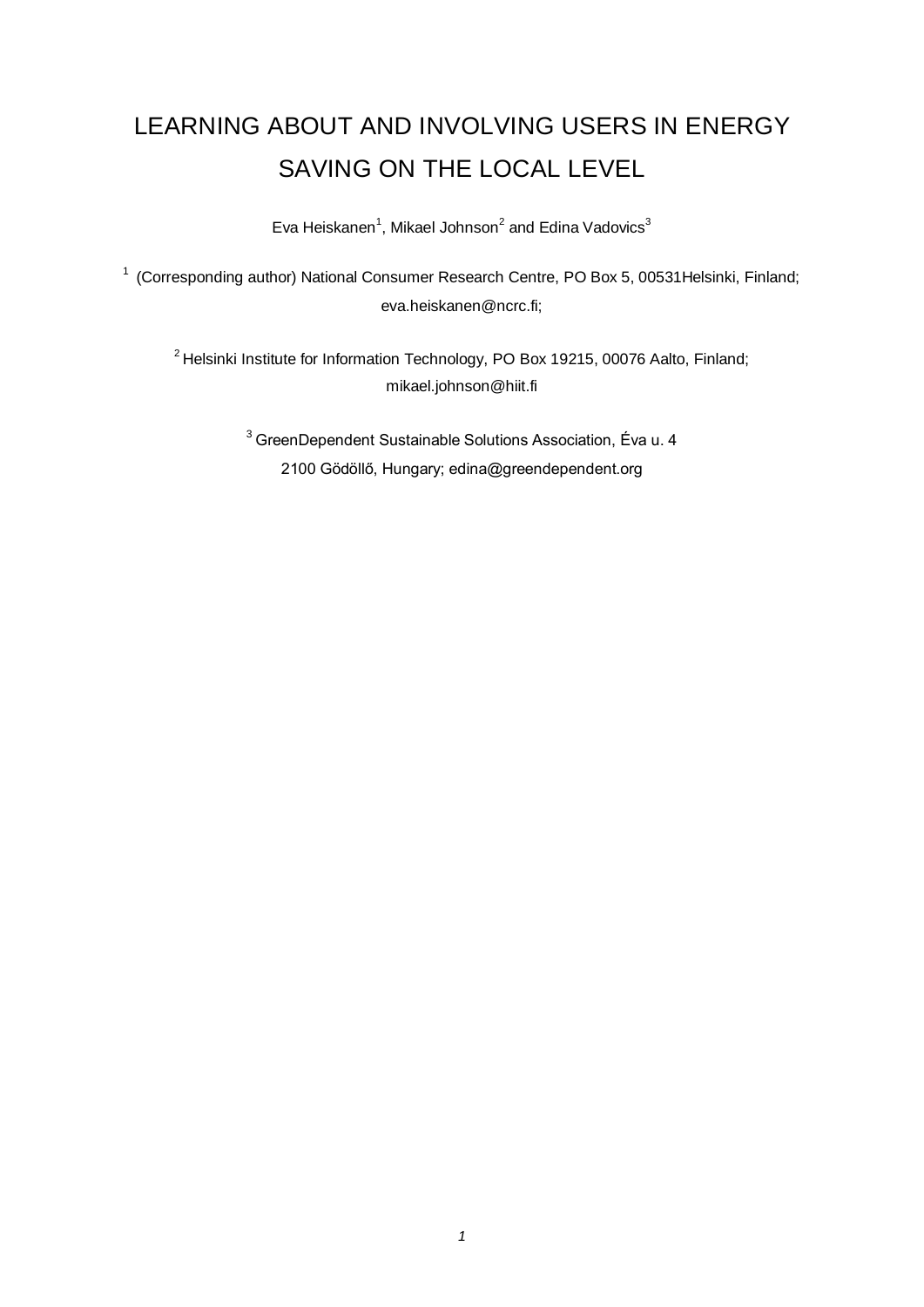# LEARNING ABOUT AND INVOLVING USERS IN ENERGY SAVING ON THE LOCAL LEVEL

Eva Heiskanen[1], Mikael Johnson[2] and Edina Vadovics[3]

[1] (Corresponding author) National Consumer Research Centre, PO Box 5, 00531Helsinki, Finland; eva.heiskanen@ncrc.fi;

[2] Helsinki Institute for Information Technology, PO Box 19215, 00076 Aalto, Finland; mikael.johnson@hiit.fi

[3] GreenDependent Sustainable Solutions Association, Éva u. 4 2100 Gödöllő, Hungary; edina@greendependent.org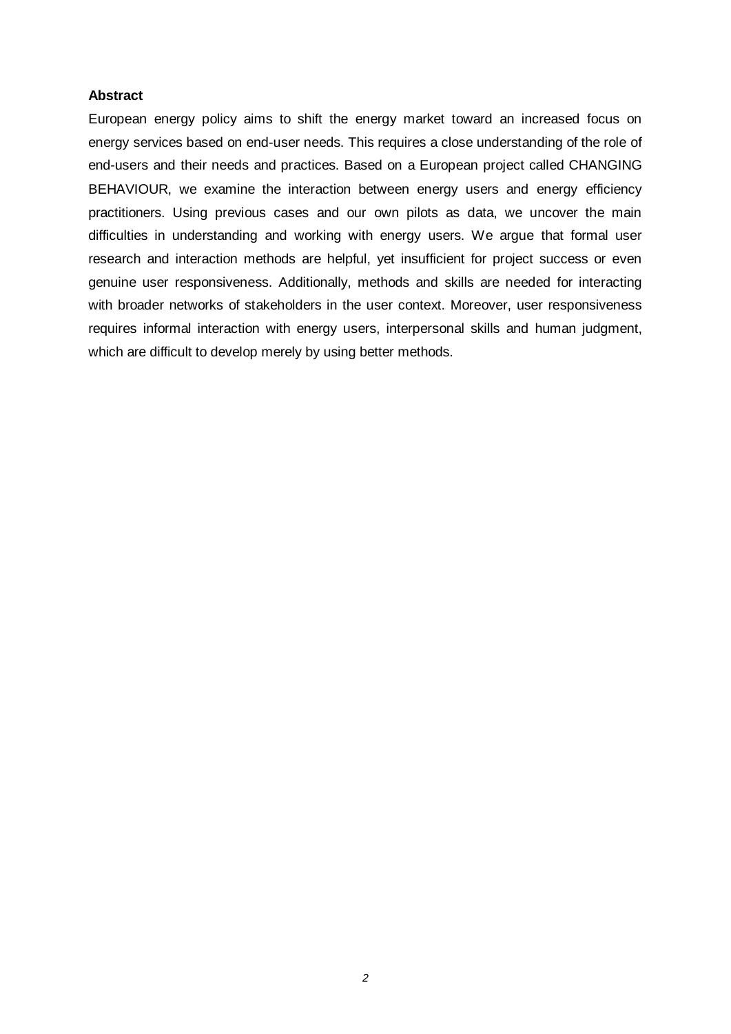**Abstract**

European energy policy aims to shift the energy market toward an increased focus on energy services based on end-user needs. This requires a close understanding of the role of end-users and their needs and practices. Based on a European project called CHANGING BEHAVIOUR, we examine the interaction between energy users and energy efficiency practitioners. Using previous cases and our own pilots as data, we uncover the main difficulties in understanding and working with energy users. We argue that formal user research and interaction methods are helpful, yet insufficient for project success or even genuine user responsiveness. Additionally, methods and skills are needed for interacting with broader networks of stakeholders in the user context. Moreover, user responsiveness requires informal interaction with energy users, interpersonal skills and human judgment, which are difficult to develop merely by using better methods.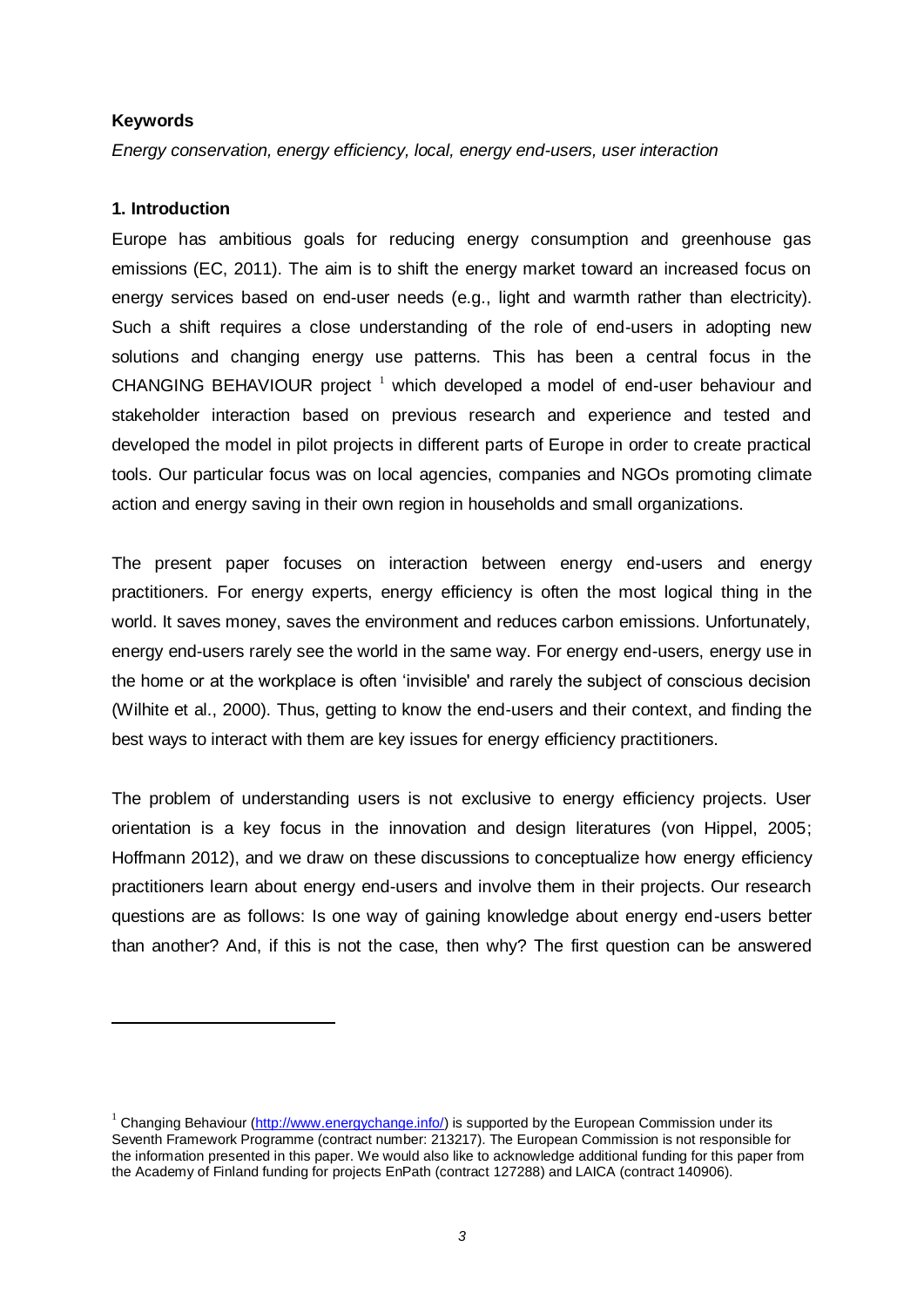**Keywords**

*Energy conservation, energy efficiency, local, energy end-users, user interaction*

**1. Introduction**

Europe has ambitious goals for reducing energy consumption and greenhouse gas emissions (EC, 2011). The aim is to shift the energy market toward an increased focus on energy services based on end-user needs (e.g., light and warmth rather than electricity). Such a shift requires a close understanding of the role of end-users in adopting new solutions and changing energy use patterns. This has been a central focus in the CHANGING BEHAVIOUR project [1] which developed a model of end-user behaviour and stakeholder interaction based on previous research and experience and tested and developed the model in pilot projects in different parts of Europe in order to create practical tools. Our particular focus was on local agencies, companies and NGOs promoting climate action and energy saving in their own region in households and small organizations.

The present paper focuses on interaction between energy end-users and energy practitioners. For energy experts, energy efficiency is often the most logical thing in the world. It saves money, saves the environment and reduces carbon emissions. Unfortunately, energy end-users rarely see the world in the same way. For energy end-users, energy use in the home or at the workplace is often 'invisible' and rarely the subject of conscious decision (Wilhite et al., 2000). Thus, getting to know the end-users and their context, and finding the best ways to interact with them are key issues for energy efficiency practitioners.

The problem of understanding users is not exclusive to energy efficiency projects. User orientation is a key focus in the innovation and design literatures (von Hippel, 2005; Hoffmann 2012), and we draw on these discussions to conceptualize how energy efficiency practitioners learn about energy end-users and involve them in their projects. Our research questions are as follows: Is one way of gaining knowledge about energy end-users better than another? And, if this is not the case, then why? The first question can be answered

---

[1] Changing Behaviour (http://www.energychange.info/) is supported by the European Commission under its Seventh Framework Programme (contract number: 213217). The European Commission is not responsible for the information presented in this paper. We would also like to acknowledge additional funding for this paper from the Academy of Finland funding for projects EnPath (contract 127288) and LAICA (contract 140906).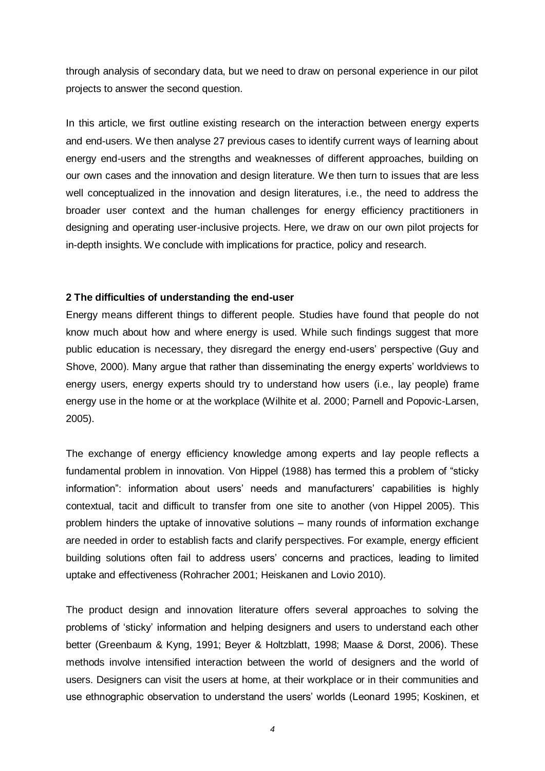through analysis of secondary data, but we need to draw on personal experience in our pilot projects to answer the second question.

In this article, we first outline existing research on the interaction between energy experts and end-users. We then analyse 27 previous cases to identify current ways of learning about energy end-users and the strengths and weaknesses of different approaches, building on our own cases and the innovation and design literature. We then turn to issues that are less well conceptualized in the innovation and design literatures, i.e., the need to address the broader user context and the human challenges for energy efficiency practitioners in designing and operating user-inclusive projects. Here, we draw on our own pilot projects for in-depth insights. We conclude with implications for practice, policy and research.

## 2 The difficulties of understanding the end-user

Energy means different things to different people. Studies have found that people do not know much about how and where energy is used. While such findings suggest that more public education is necessary, they disregard the energy end-users' perspective (Guy and Shove, 2000). Many argue that rather than disseminating the energy experts' worldviews to energy users, energy experts should try to understand how users (i.e., lay people) frame energy use in the home or at the workplace (Wilhite et al. 2000; Parnell and Popovic-Larsen, 2005).

The exchange of energy efficiency knowledge among experts and lay people reflects a fundamental problem in innovation. Von Hippel (1988) has termed this a problem of "sticky information": information about users' needs and manufacturers' capabilities is highly contextual, tacit and difficult to transfer from one site to another (von Hippel 2005). This problem hinders the uptake of innovative solutions – many rounds of information exchange are needed in order to establish facts and clarify perspectives. For example, energy efficient building solutions often fail to address users' concerns and practices, leading to limited uptake and effectiveness (Rohracher 2001; Heiskanen and Lovio 2010).

The product design and innovation literature offers several approaches to solving the problems of 'sticky' information and helping designers and users to understand each other better (Greenbaum & Kyng, 1991; Beyer & Holtzblatt, 1998; Maase & Dorst, 2006). These methods involve intensified interaction between the world of designers and the world of users. Designers can visit the users at home, at their workplace or in their communities and use ethnographic observation to understand the users' worlds (Leonard 1995; Koskinen, et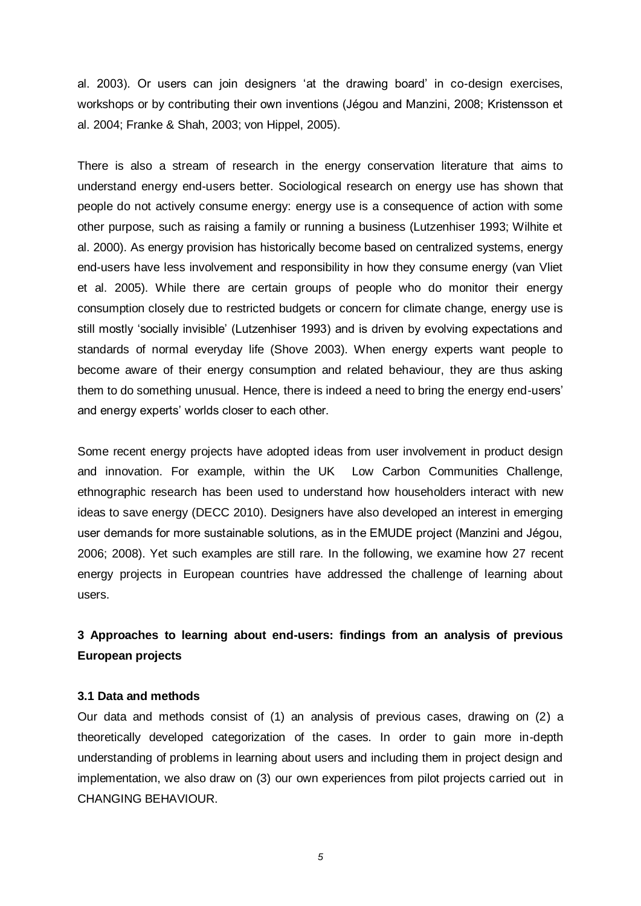al. 2003). Or users can join designers 'at the drawing board' in co-design exercises, workshops or by contributing their own inventions (Jégou and Manzini, 2008; Kristensson et al. 2004; Franke & Shah, 2003; von Hippel, 2005).

There is also a stream of research in the energy conservation literature that aims to understand energy end-users better. Sociological research on energy use has shown that people do not actively consume energy: energy use is a consequence of action with some other purpose, such as raising a family or running a business (Lutzenhiser 1993; Wilhite et al. 2000). As energy provision has historically become based on centralized systems, energy end-users have less involvement and responsibility in how they consume energy (van Vliet et al. 2005). While there are certain groups of people who do monitor their energy consumption closely due to restricted budgets or concern for climate change, energy use is still mostly 'socially invisible' (Lutzenhiser 1993) and is driven by evolving expectations and standards of normal everyday life (Shove 2003). When energy experts want people to become aware of their energy consumption and related behaviour, they are thus asking them to do something unusual. Hence, there is indeed a need to bring the energy end-users' and energy experts' worlds closer to each other.

Some recent energy projects have adopted ideas from user involvement in product design and innovation. For example, within the UK Low Carbon Communities Challenge, ethnographic research has been used to understand how householders interact with new ideas to save energy (DECC 2010). Designers have also developed an interest in emerging user demands for more sustainable solutions, as in the EMUDE project (Manzini and Jégou, 2006; 2008). Yet such examples are still rare. In the following, we examine how 27 recent energy projects in European countries have addressed the challenge of learning about users.

## 3 Approaches to learning about end-users: findings from an analysis of previous European projects

### 3.1 Data and methods

Our data and methods consist of (1) an analysis of previous cases, drawing on (2) a theoretically developed categorization of the cases. In order to gain more in-depth understanding of problems in learning about users and including them in project design and implementation, we also draw on (3) our own experiences from pilot projects carried out in CHANGING BEHAVIOUR.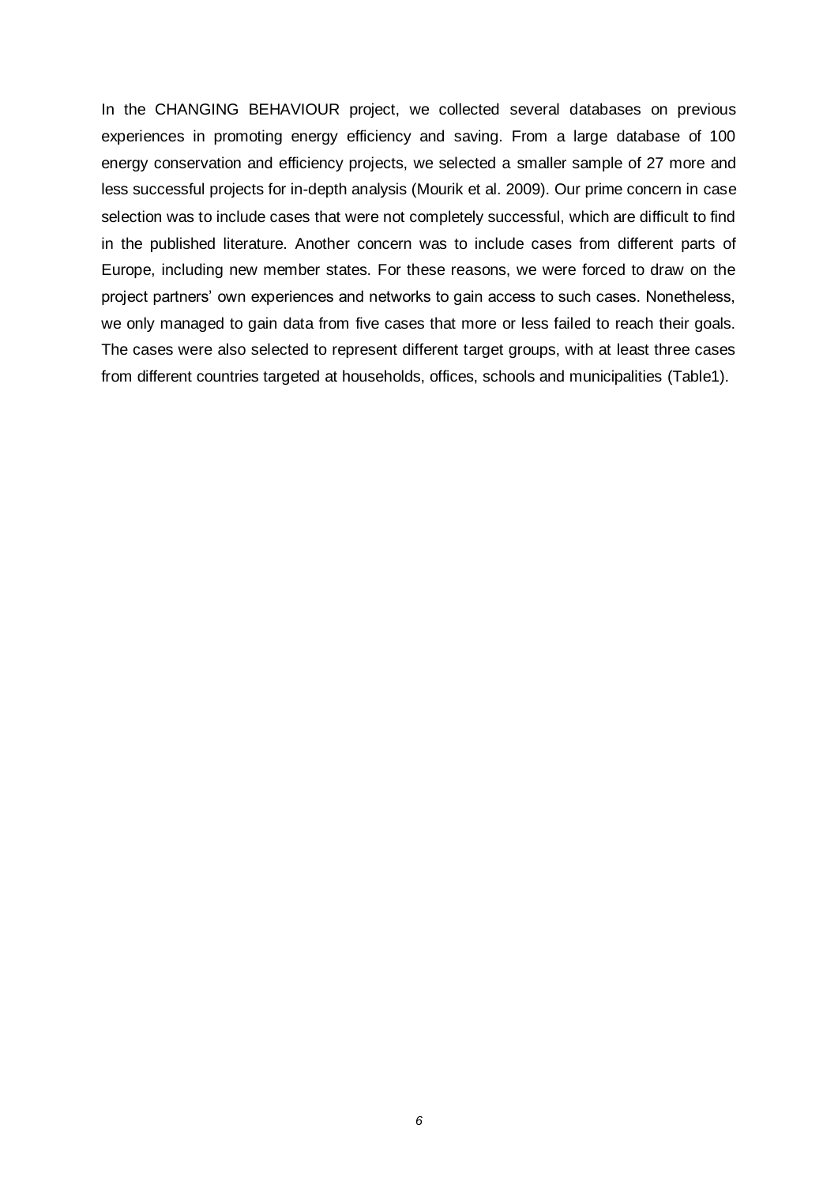In the CHANGING BEHAVIOUR project, we collected several databases on previous experiences in promoting energy efficiency and saving. From a large database of 100 energy conservation and efficiency projects, we selected a smaller sample of 27 more and less successful projects for in-depth analysis (Mourik et al. 2009). Our prime concern in case selection was to include cases that were not completely successful, which are difficult to find in the published literature. Another concern was to include cases from different parts of Europe, including new member states. For these reasons, we were forced to draw on the project partners' own experiences and networks to gain access to such cases. Nonetheless, we only managed to gain data from five cases that more or less failed to reach their goals. The cases were also selected to represent different target groups, with at least three cases from different countries targeted at households, offices, schools and municipalities (Table1).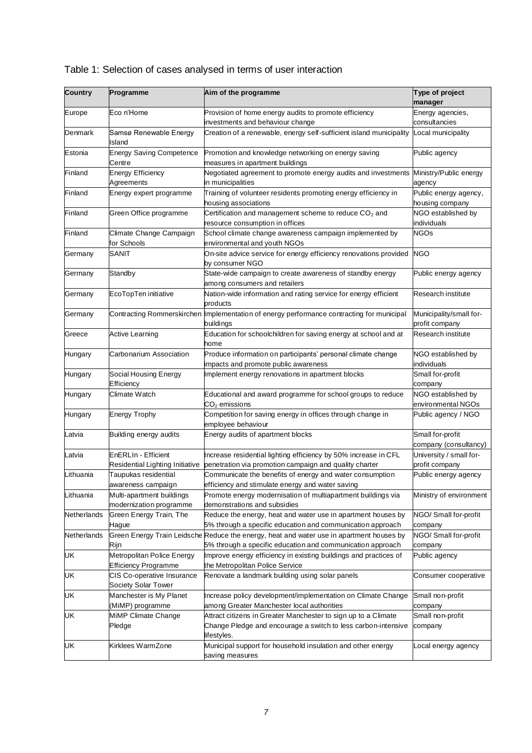Table 1: Selection of cases analysed in terms of user interaction

| Country | Programme | Aim of the programme | Type of project manager |
|---|---|---|---|
| Europe | Eco n'Home | Provision of home energy audits to promote efficiency investments and behaviour change | Energy agencies, consultancies |
| Denmark | Samsø Renewable Energy Island | Creation of a renewable, energy self-sufficient island municipality | Local municipality |
| Estonia | Energy Saving Competence Centre | Promotion and knowledge networking on energy saving measures in apartment buildings | Public agency |
| Finland | Energy Efficiency Agreements | Negotiated agreement to promote energy audits and investments in municipalities | Ministry/Public energy agency |
| Finland | Energy expert programme | Training of volunteer residents promoting energy efficiency in housing associations | Public energy agency, housing company |
| Finland | Green Office programme | Certification and management scheme to reduce $CO_2$ and resource consumption in offices | NGO established by individuals |
| Finland | Climate Change Campaign for Schools | School climate change awareness campaign implemented by environmental and youth NGOs | NGOs |
| Germany | SANIT | On-site advice service for energy efficiency renovations provided by consumer NGO | NGO |
| Germany | Standby | State-wide campaign to create awareness of standby energy among consumers and retailers | Public energy agency |
| Germany | EcoTopTen initiative | Nation-wide information and rating service for energy efficient products | Research institute |
| Germany | Contracting Rommerskirchen | Implementation of energy performance contracting for municipal buildings | Municipality/small for-profit company |
| Greece | Active Learning | Education for schoolchildren for saving energy at school and at home | Research institute |
| Hungary | Carbonarium Association | Produce information on participants' personal climate change impacts and promote public awareness | NGO established by individuals |
| Hungary | Social Housing Energy Efficiency | Implement energy renovations in apartment blocks | Small for-profit company |
| Hungary | Climate Watch | Educational and award programme for school groups to reduce $CO_2$ emissions | NGO established by environmental NGOs |
| Hungary | Energy Trophy | Competition for saving energy in offices through change in employee behaviour | Public agency / NGO |
| Latvia | Building energy audits | Energy audits of apartment blocks | Small for-profit company (consultancy) |
| Latvia | EnERLIn - Efficient Residential Lighting Initiative | Increase residential lighting efficiency by 50% increase in CFL penetration via promotion campaign and quality charter | University / small for-profit company |
| Lithuania | Taupukas residential awareness campaign | Communicate the benefits of energy and water consumption efficiency and stimulate energy and water saving | Public energy agency |
| Lithuania | Multi-apartment buildings modernization programme | Promote energy modernisation of multiapartment buildings via demonstrations and subsidies | Ministry of environment |
| Netherlands | Green Energy Train, The Hague | Reduce the energy, heat and water use in apartment houses by 5% through a specific education and communication approach | NGO/ Small for-profit company |
| Netherlands | Green Energy Train Leidsche Rijn | Reduce the energy, heat and water use in apartment houses by 5% through a specific education and communication approach | NGO/ Small for-profit company |
| UK | Metropolitan Police Energy Efficiency Programme | Improve energy efficiency in existing buildings and practices of the Metropolitan Police Service | Public agency |
| UK | CIS Co-operative Insurance Society Solar Tower | Renovate a landmark building using solar panels | Consumer cooperative |
| UK | Manchester is My Planet (MiMP) programme | Increase policy development/implementation on Climate Change among Greater Manchester local authorities | Small non-profit company |
| UK | MiMP Climate Change Pledge | Attract citizens in Greater Manchester to sign up to a Climate Change Pledge and encourage a switch to less carbon-intensive lifestyles. | Small non-profit company |
| UK | Kirklees WarmZone | Municipal support for household insulation and other energy saving measures | Local energy agency |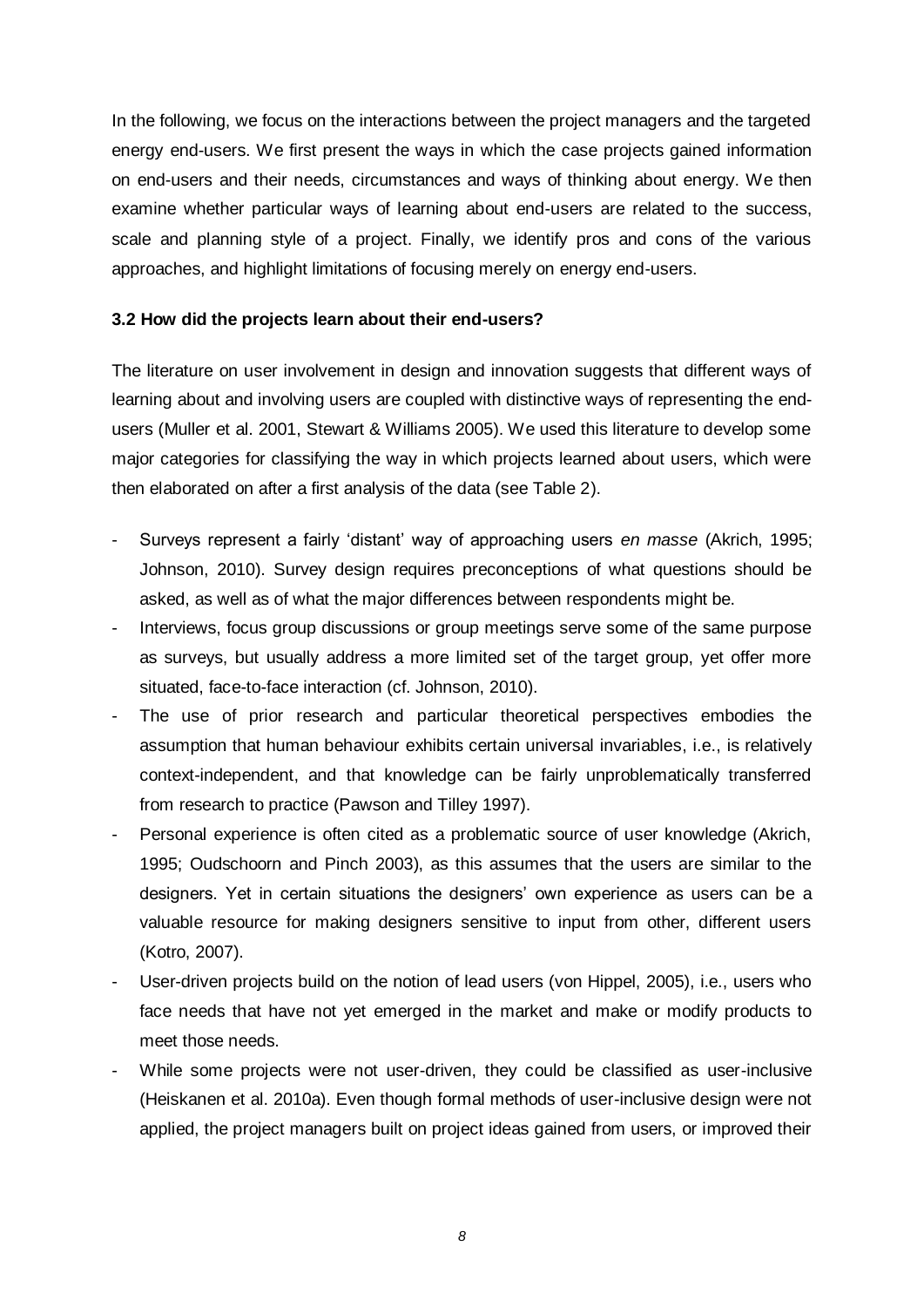In the following, we focus on the interactions between the project managers and the targeted energy end-users. We first present the ways in which the case projects gained information on end-users and their needs, circumstances and ways of thinking about energy. We then examine whether particular ways of learning about end-users are related to the success, scale and planning style of a project. Finally, we identify pros and cons of the various approaches, and highlight limitations of focusing merely on energy end-users.

### 3.2 How did the projects learn about their end-users?

The literature on user involvement in design and innovation suggests that different ways of learning about and involving users are coupled with distinctive ways of representing the end-users (Muller et al. 2001, Stewart & Williams 2005). We used this literature to develop some major categories for classifying the way in which projects learned about users, which were then elaborated on after a first analysis of the data (see Table 2).

- Surveys represent a fairly 'distant' way of approaching users *en masse* (Akrich, 1995; Johnson, 2010). Survey design requires preconceptions of what questions should be asked, as well as of what the major differences between respondents might be.
- Interviews, focus group discussions or group meetings serve some of the same purpose as surveys, but usually address a more limited set of the target group, yet offer more situated, face-to-face interaction (cf. Johnson, 2010).
- The use of prior research and particular theoretical perspectives embodies the assumption that human behaviour exhibits certain universal invariables, i.e., is relatively context-independent, and that knowledge can be fairly unproblematically transferred from research to practice (Pawson and Tilley 1997).
- Personal experience is often cited as a problematic source of user knowledge (Akrich, 1995; Oudschoorn and Pinch 2003), as this assumes that the users are similar to the designers. Yet in certain situations the designers' own experience as users can be a valuable resource for making designers sensitive to input from other, different users (Kotro, 2007).
- User-driven projects build on the notion of lead users (von Hippel, 2005), i.e., users who face needs that have not yet emerged in the market and make or modify products to meet those needs.
- While some projects were not user-driven, they could be classified as user-inclusive (Heiskanen et al. 2010a). Even though formal methods of user-inclusive design were not applied, the project managers built on project ideas gained from users, or improved their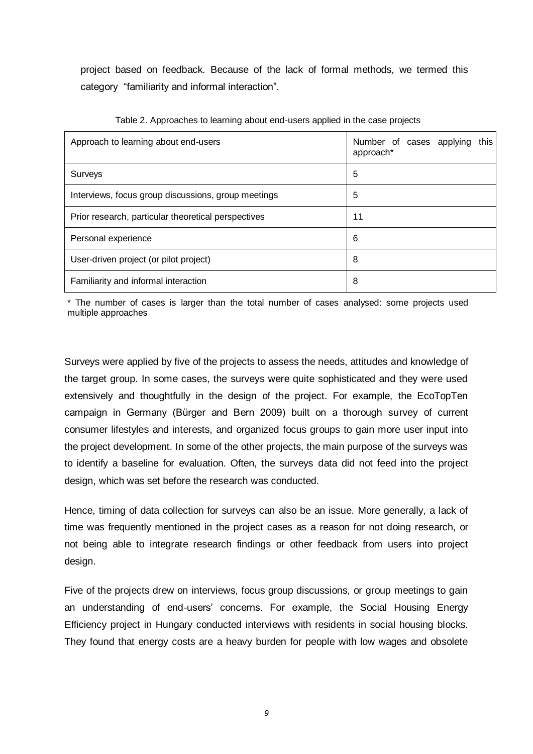project based on feedback. Because of the lack of formal methods, we termed this category "familiarity and informal interaction".

Table 2. Approaches to learning about end-users applied in the case projects

| Approach to learning about end-users | Number of cases applying this approach* |
| --- | --- |
| Surveys | 5 |
| Interviews, focus group discussions, group meetings | 5 |
| Prior research, particular theoretical perspectives | 11 |
| Personal experience | 6 |
| User-driven project (or pilot project) | 8 |
| Familiarity and informal interaction | 8 |

\* The number of cases is larger than the total number of cases analysed: some projects used multiple approaches

Surveys were applied by five of the projects to assess the needs, attitudes and knowledge of the target group. In some cases, the surveys were quite sophisticated and they were used extensively and thoughtfully in the design of the project. For example, the EcoTopTen campaign in Germany (Bürger and Bern 2009) built on a thorough survey of current consumer lifestyles and interests, and organized focus groups to gain more user input into the project development. In some of the other projects, the main purpose of the surveys was to identify a baseline for evaluation. Often, the surveys data did not feed into the project design, which was set before the research was conducted.

Hence, timing of data collection for surveys can also be an issue. More generally, a lack of time was frequently mentioned in the project cases as a reason for not doing research, or not being able to integrate research findings or other feedback from users into project design.

Five of the projects drew on interviews, focus group discussions, or group meetings to gain an understanding of end-users' concerns. For example, the Social Housing Energy Efficiency project in Hungary conducted interviews with residents in social housing blocks. They found that energy costs are a heavy burden for people with low wages and obsolete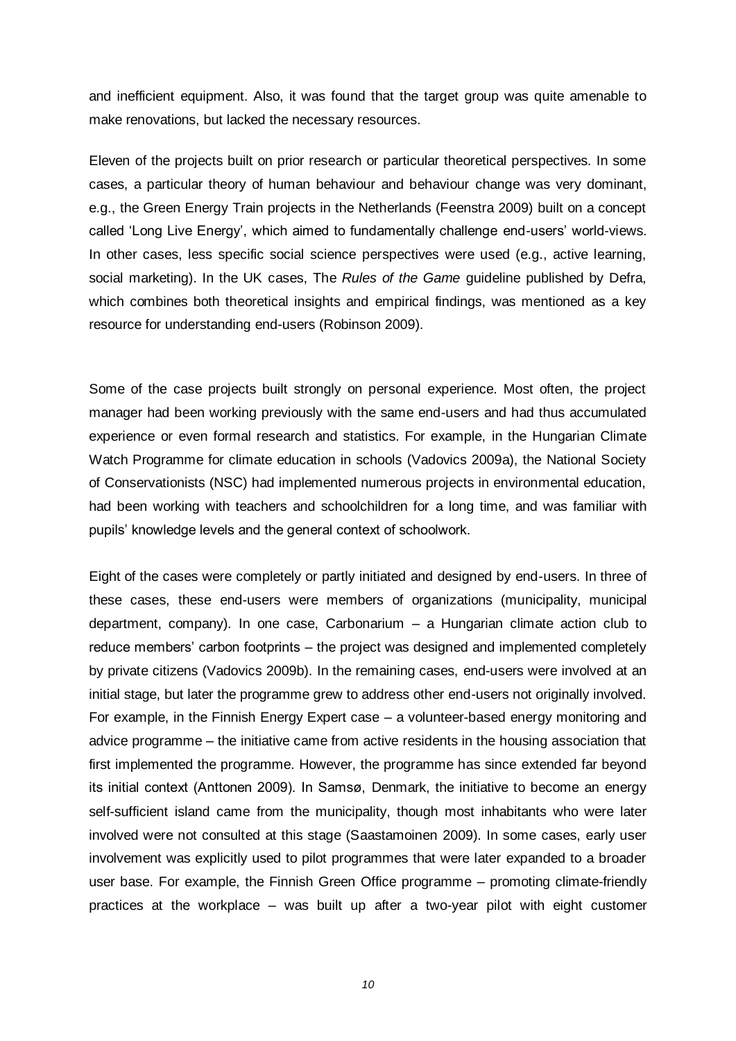and inefficient equipment. Also, it was found that the target group was quite amenable to make renovations, but lacked the necessary resources.

Eleven of the projects built on prior research or particular theoretical perspectives. In some cases, a particular theory of human behaviour and behaviour change was very dominant, e.g., the Green Energy Train projects in the Netherlands (Feenstra 2009) built on a concept called 'Long Live Energy', which aimed to fundamentally challenge end-users' world-views. In other cases, less specific social science perspectives were used (e.g., active learning, social marketing). In the UK cases, The *Rules of the Game* guideline published by Defra, which combines both theoretical insights and empirical findings, was mentioned as a key resource for understanding end-users (Robinson 2009).

Some of the case projects built strongly on personal experience. Most often, the project manager had been working previously with the same end-users and had thus accumulated experience or even formal research and statistics. For example, in the Hungarian Climate Watch Programme for climate education in schools (Vadovics 2009a), the National Society of Conservationists (NSC) had implemented numerous projects in environmental education, had been working with teachers and schoolchildren for a long time, and was familiar with pupils' knowledge levels and the general context of schoolwork.

Eight of the cases were completely or partly initiated and designed by end-users. In three of these cases, these end-users were members of organizations (municipality, municipal department, company). In one case, Carbonarium – a Hungarian climate action club to reduce members' carbon footprints – the project was designed and implemented completely by private citizens (Vadovics 2009b). In the remaining cases, end-users were involved at an initial stage, but later the programme grew to address other end-users not originally involved. For example, in the Finnish Energy Expert case – a volunteer-based energy monitoring and advice programme – the initiative came from active residents in the housing association that first implemented the programme. However, the programme has since extended far beyond its initial context (Anttonen 2009). In Samsø, Denmark, the initiative to become an energy self-sufficient island came from the municipality, though most inhabitants who were later involved were not consulted at this stage (Saastamoinen 2009). In some cases, early user involvement was explicitly used to pilot programmes that were later expanded to a broader user base. For example, the Finnish Green Office programme – promoting climate-friendly practices at the workplace – was built up after a two-year pilot with eight customer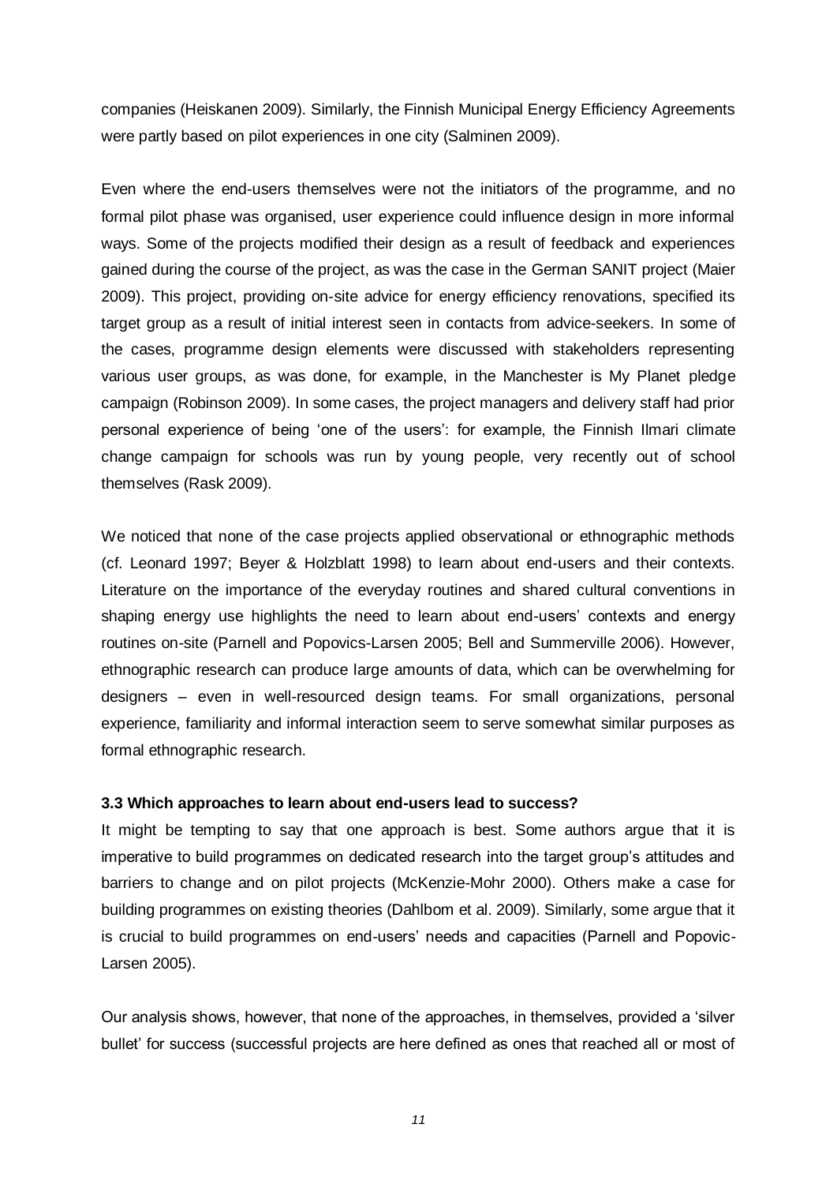companies (Heiskanen 2009). Similarly, the Finnish Municipal Energy Efficiency Agreements were partly based on pilot experiences in one city (Salminen 2009).

Even where the end-users themselves were not the initiators of the programme, and no formal pilot phase was organised, user experience could influence design in more informal ways. Some of the projects modified their design as a result of feedback and experiences gained during the course of the project, as was the case in the German SANIT project (Maier 2009). This project, providing on-site advice for energy efficiency renovations, specified its target group as a result of initial interest seen in contacts from advice-seekers. In some of the cases, programme design elements were discussed with stakeholders representing various user groups, as was done, for example, in the Manchester is My Planet pledge campaign (Robinson 2009). In some cases, the project managers and delivery staff had prior personal experience of being 'one of the users': for example, the Finnish Ilmari climate change campaign for schools was run by young people, very recently out of school themselves (Rask 2009).

We noticed that none of the case projects applied observational or ethnographic methods (cf. Leonard 1997; Beyer & Holzblatt 1998) to learn about end-users and their contexts. Literature on the importance of the everyday routines and shared cultural conventions in shaping energy use highlights the need to learn about end-users' contexts and energy routines on-site (Parnell and Popovics-Larsen 2005; Bell and Summerville 2006). However, ethnographic research can produce large amounts of data, which can be overwhelming for designers – even in well-resourced design teams. For small organizations, personal experience, familiarity and informal interaction seem to serve somewhat similar purposes as formal ethnographic research.

### 3.3 Which approaches to learn about end-users lead to success?

It might be tempting to say that one approach is best. Some authors argue that it is imperative to build programmes on dedicated research into the target group's attitudes and barriers to change and on pilot projects (McKenzie-Mohr 2000). Others make a case for building programmes on existing theories (Dahlbom et al. 2009). Similarly, some argue that it is crucial to build programmes on end-users' needs and capacities (Parnell and Popovic-Larsen 2005).

Our analysis shows, however, that none of the approaches, in themselves, provided a 'silver bullet' for success (successful projects are here defined as ones that reached all or most of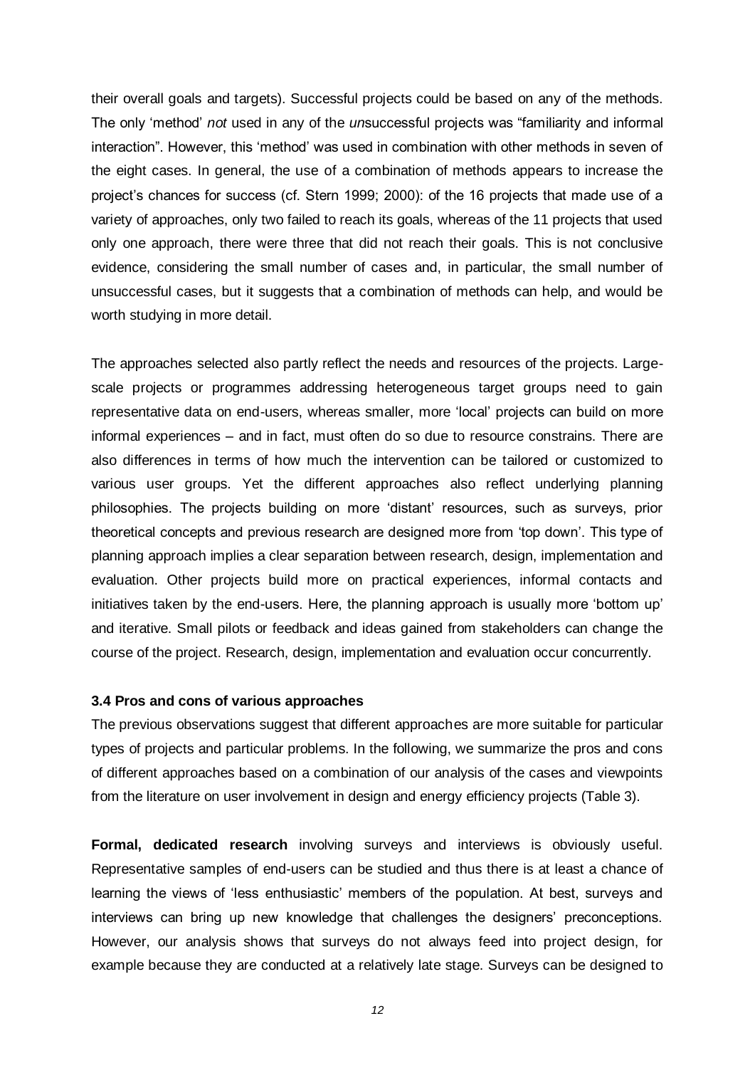their overall goals and targets). Successful projects could be based on any of the methods. The only 'method' *not* used in any of the *un*successful projects was "familiarity and informal interaction". However, this 'method' was used in combination with other methods in seven of the eight cases. In general, the use of a combination of methods appears to increase the project's chances for success (cf. Stern 1999; 2000): of the 16 projects that made use of a variety of approaches, only two failed to reach its goals, whereas of the 11 projects that used only one approach, there were three that did not reach their goals. This is not conclusive evidence, considering the small number of cases and, in particular, the small number of unsuccessful cases, but it suggests that a combination of methods can help, and would be worth studying in more detail.

The approaches selected also partly reflect the needs and resources of the projects. Large-scale projects or programmes addressing heterogeneous target groups need to gain representative data on end-users, whereas smaller, more 'local' projects can build on more informal experiences – and in fact, must often do so due to resource constrains. There are also differences in terms of how much the intervention can be tailored or customized to various user groups. Yet the different approaches also reflect underlying planning philosophies. The projects building on more 'distant' resources, such as surveys, prior theoretical concepts and previous research are designed more from 'top down'. This type of planning approach implies a clear separation between research, design, implementation and evaluation. Other projects build more on practical experiences, informal contacts and initiatives taken by the end-users. Here, the planning approach is usually more 'bottom up' and iterative. Small pilots or feedback and ideas gained from stakeholders can change the course of the project. Research, design, implementation and evaluation occur concurrently.

### 3.4 Pros and cons of various approaches

The previous observations suggest that different approaches are more suitable for particular types of projects and particular problems. In the following, we summarize the pros and cons of different approaches based on a combination of our analysis of the cases and viewpoints from the literature on user involvement in design and energy efficiency projects (Table 3).

**Formal, dedicated research** involving surveys and interviews is obviously useful. Representative samples of end-users can be studied and thus there is at least a chance of learning the views of 'less enthusiastic' members of the population. At best, surveys and interviews can bring up new knowledge that challenges the designers' preconceptions. However, our analysis shows that surveys do not always feed into project design, for example because they are conducted at a relatively late stage. Surveys can be designed to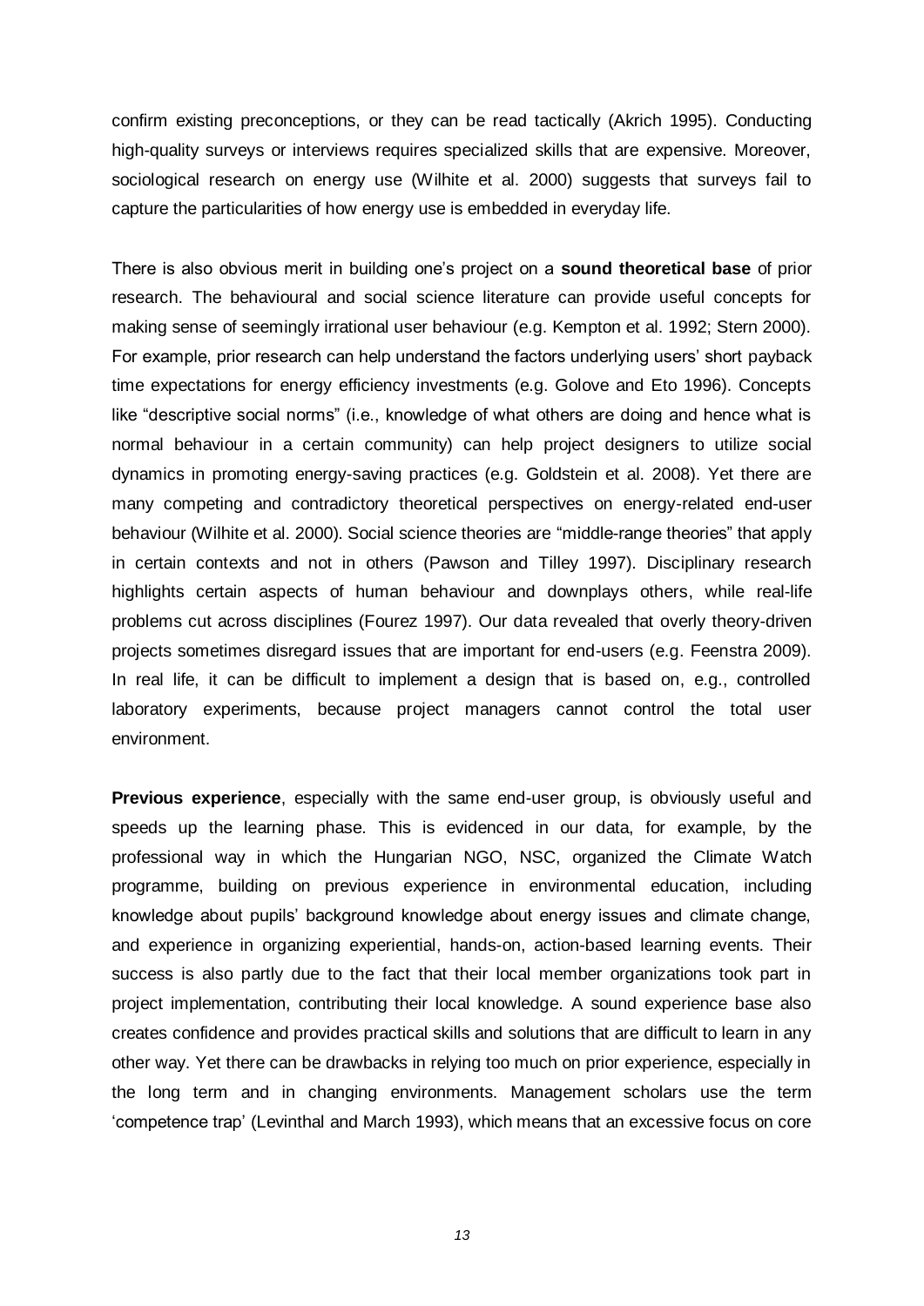confirm existing preconceptions, or they can be read tactically (Akrich 1995). Conducting high-quality surveys or interviews requires specialized skills that are expensive. Moreover, sociological research on energy use (Wilhite et al. 2000) suggests that surveys fail to capture the particularities of how energy use is embedded in everyday life.

There is also obvious merit in building one's project on a **sound theoretical base** of prior research. The behavioural and social science literature can provide useful concepts for making sense of seemingly irrational user behaviour (e.g. Kempton et al. 1992; Stern 2000). For example, prior research can help understand the factors underlying users' short payback time expectations for energy efficiency investments (e.g. Golove and Eto 1996). Concepts like "descriptive social norms" (i.e., knowledge of what others are doing and hence what is normal behaviour in a certain community) can help project designers to utilize social dynamics in promoting energy-saving practices (e.g. Goldstein et al. 2008). Yet there are many competing and contradictory theoretical perspectives on energy-related end-user behaviour (Wilhite et al. 2000). Social science theories are "middle-range theories" that apply in certain contexts and not in others (Pawson and Tilley 1997). Disciplinary research highlights certain aspects of human behaviour and downplays others, while real-life problems cut across disciplines (Fourez 1997). Our data revealed that overly theory-driven projects sometimes disregard issues that are important for end-users (e.g. Feenstra 2009). In real life, it can be difficult to implement a design that is based on, e.g., controlled laboratory experiments, because project managers cannot control the total user environment.

**Previous experience**, especially with the same end-user group, is obviously useful and speeds up the learning phase. This is evidenced in our data, for example, by the professional way in which the Hungarian NGO, NSC, organized the Climate Watch programme, building on previous experience in environmental education, including knowledge about pupils' background knowledge about energy issues and climate change, and experience in organizing experiential, hands-on, action-based learning events. Their success is also partly due to the fact that their local member organizations took part in project implementation, contributing their local knowledge. A sound experience base also creates confidence and provides practical skills and solutions that are difficult to learn in any other way. Yet there can be drawbacks in relying too much on prior experience, especially in the long term and in changing environments. Management scholars use the term 'competence trap' (Levinthal and March 1993), which means that an excessive focus on core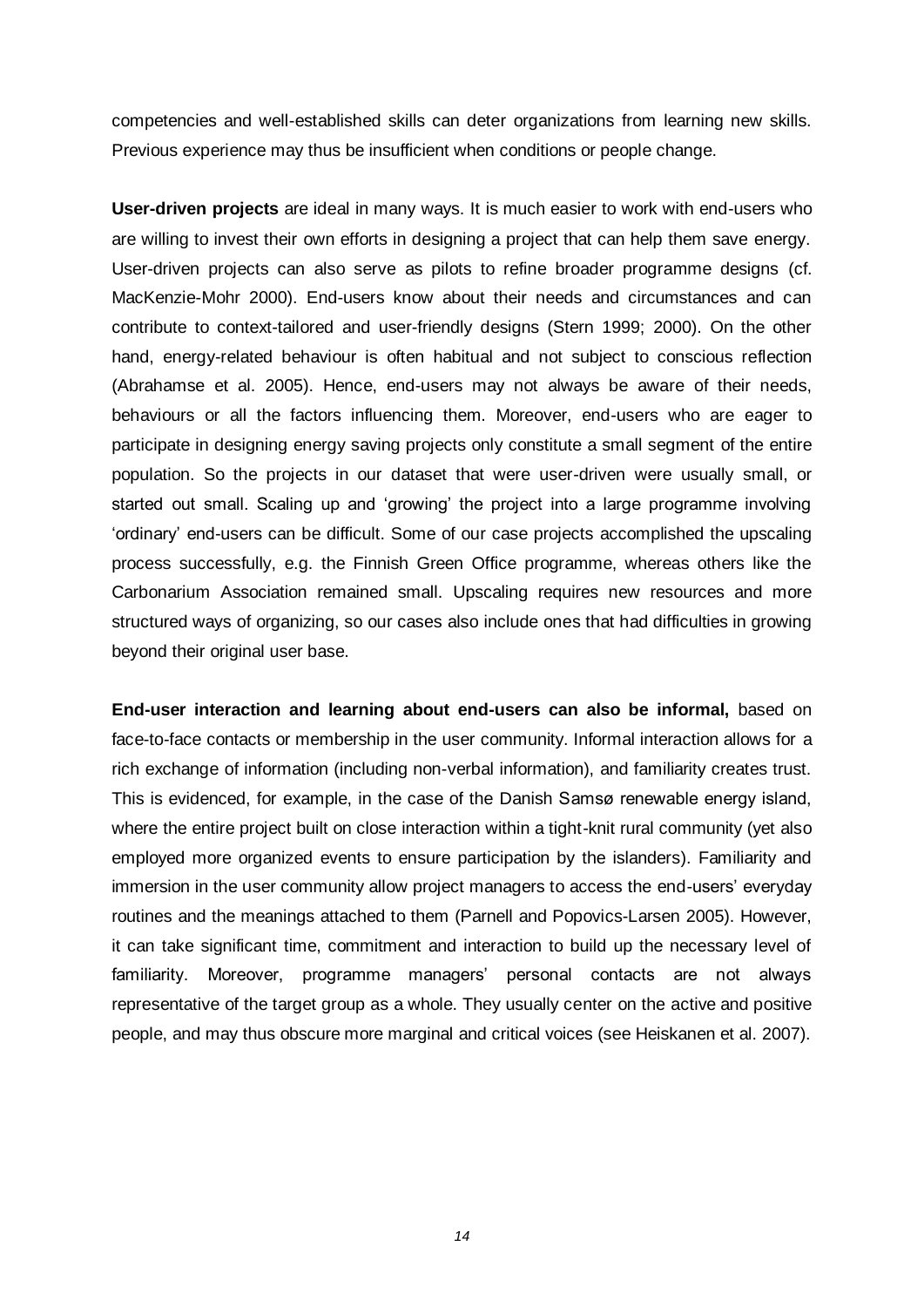competencies and well-established skills can deter organizations from learning new skills. Previous experience may thus be insufficient when conditions or people change.

**User-driven projects** are ideal in many ways. It is much easier to work with end-users who are willing to invest their own efforts in designing a project that can help them save energy. User-driven projects can also serve as pilots to refine broader programme designs (cf. MacKenzie-Mohr 2000). End-users know about their needs and circumstances and can contribute to context-tailored and user-friendly designs (Stern 1999; 2000). On the other hand, energy-related behaviour is often habitual and not subject to conscious reflection (Abrahamse et al. 2005). Hence, end-users may not always be aware of their needs, behaviours or all the factors influencing them. Moreover, end-users who are eager to participate in designing energy saving projects only constitute a small segment of the entire population. So the projects in our dataset that were user-driven were usually small, or started out small. Scaling up and 'growing' the project into a large programme involving 'ordinary' end-users can be difficult. Some of our case projects accomplished the upscaling process successfully, e.g. the Finnish Green Office programme, whereas others like the Carbonarium Association remained small. Upscaling requires new resources and more structured ways of organizing, so our cases also include ones that had difficulties in growing beyond their original user base.

**End-user interaction and learning about end-users can also be informal,** based on face-to-face contacts or membership in the user community. Informal interaction allows for a rich exchange of information (including non-verbal information), and familiarity creates trust. This is evidenced, for example, in the case of the Danish Samsø renewable energy island, where the entire project built on close interaction within a tight-knit rural community (yet also employed more organized events to ensure participation by the islanders). Familiarity and immersion in the user community allow project managers to access the end-users' everyday routines and the meanings attached to them (Parnell and Popovics-Larsen 2005). However, it can take significant time, commitment and interaction to build up the necessary level of familiarity. Moreover, programme managers' personal contacts are not always representative of the target group as a whole. They usually center on the active and positive people, and may thus obscure more marginal and critical voices (see Heiskanen et al. 2007).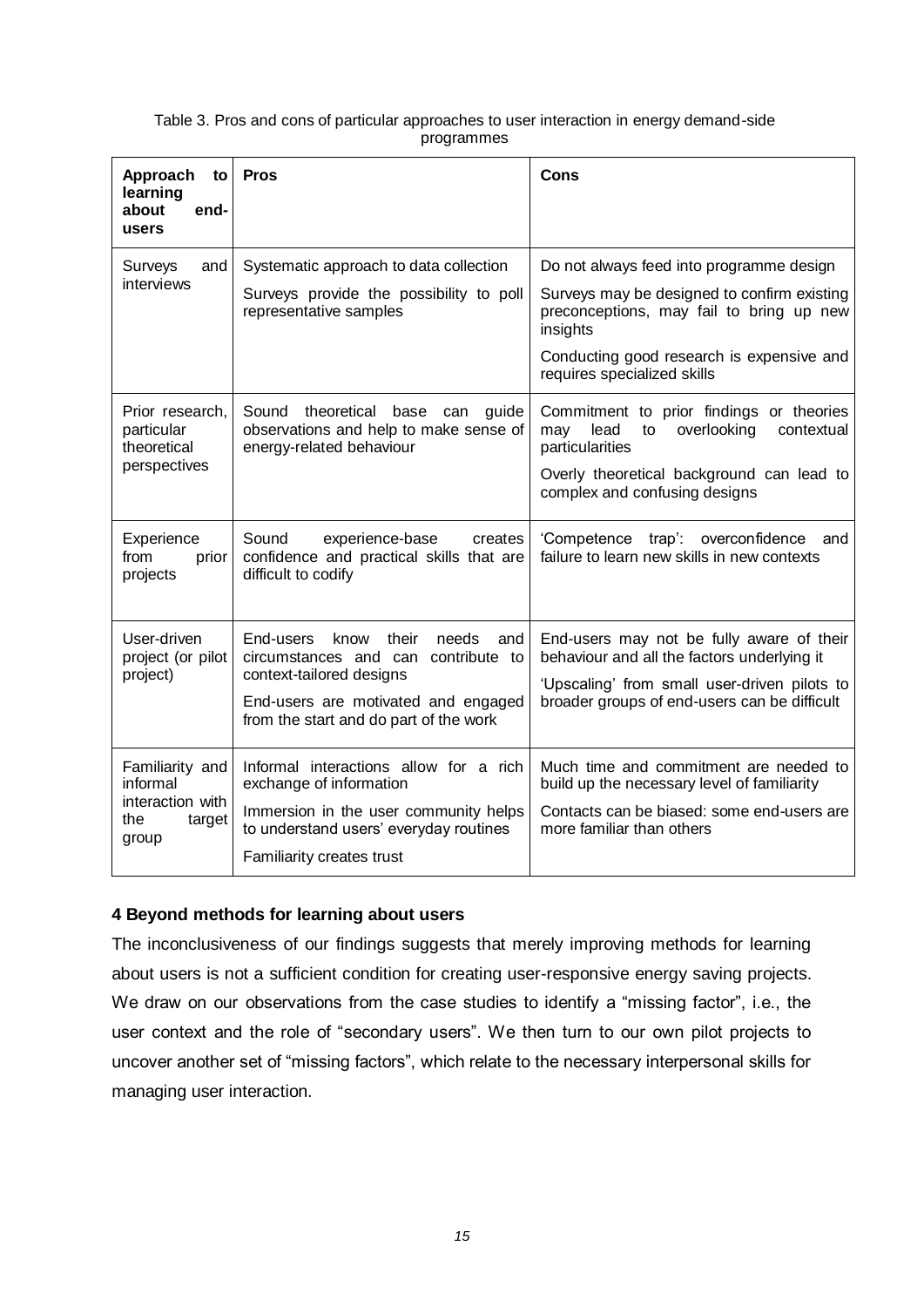Table 3. Pros and cons of particular approaches to user interaction in energy demand-side programmes

| Approach to learning about end-users | Pros | Cons |
|---|---|---|
| Surveys and interviews | Systematic approach to data collection<br><br>Surveys provide the possibility to poll representative samples | Do not always feed into programme design<br><br>Surveys may be designed to confirm existing preconceptions, may fail to bring up new insights<br><br>Conducting good research is expensive and requires specialized skills |
| Prior research, particular theoretical perspectives | Sound theoretical base can guide observations and help to make sense of energy-related behaviour | Commitment to prior findings or theories may lead to overlooking contextual particularities<br><br>Overly theoretical background can lead to complex and confusing designs |
| Experience from prior projects | Sound experience-base creates confidence and practical skills that are difficult to codify | 'Competence trap': overconfidence and failure to learn new skills in new contexts |
| User-driven project (or pilot project) | End-users know their needs and circumstances and can contribute to context-tailored designs<br><br>End-users are motivated and engaged from the start and do part of the work | End-users may not be fully aware of their behaviour and all the factors underlying it<br><br>'Upscaling' from small user-driven pilots to broader groups of end-users can be difficult |
| Familiarity and informal interaction with the target group | Informal interactions allow for a rich exchange of information<br><br>Immersion in the user community helps to understand users' everyday routines<br><br>Familiarity creates trust | Much time and commitment are needed to build up the necessary level of familiarity<br><br>Contacts can be biased: some end-users are more familiar than others |

## 4 Beyond methods for learning about users

The inconclusiveness of our findings suggests that merely improving methods for learning about users is not a sufficient condition for creating user-responsive energy saving projects. We draw on our observations from the case studies to identify a "missing factor", i.e., the user context and the role of "secondary users". We then turn to our own pilot projects to uncover another set of "missing factors", which relate to the necessary interpersonal skills for managing user interaction.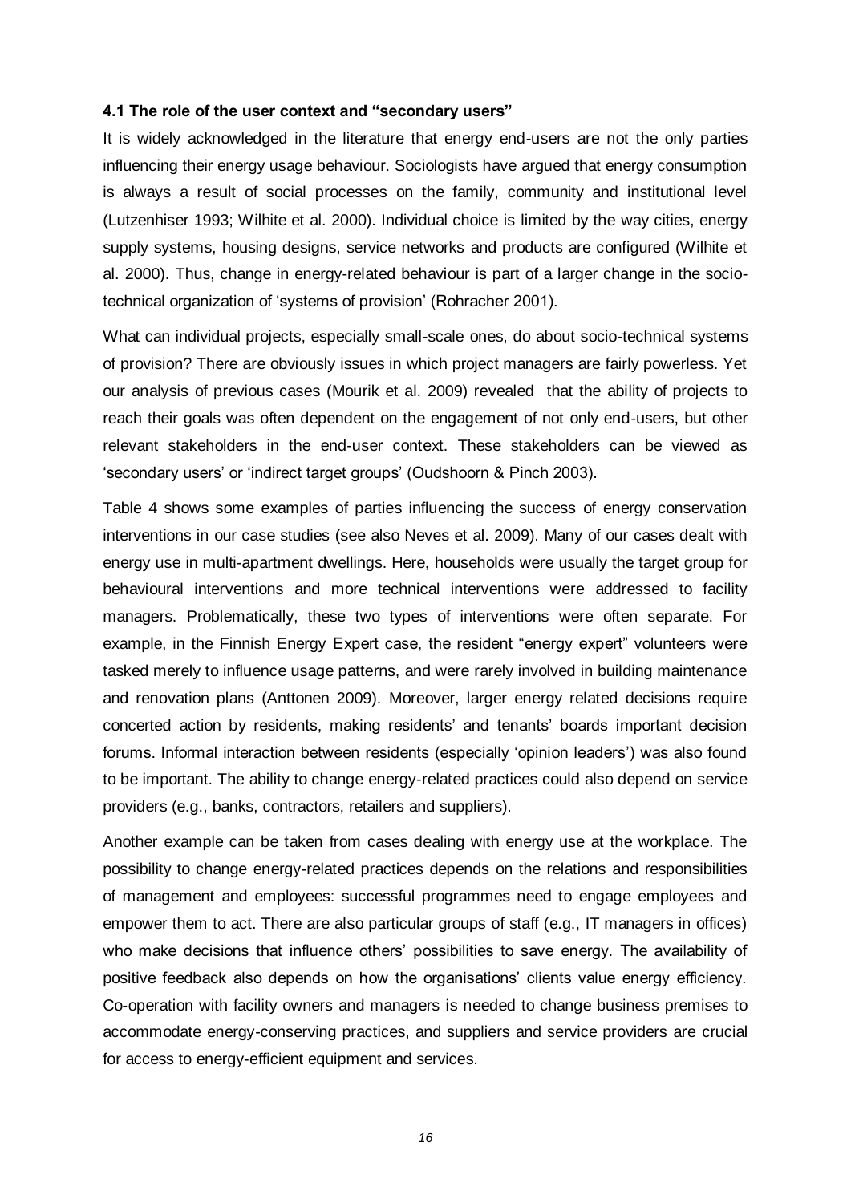#### 4.1 The role of the user context and "secondary users"

It is widely acknowledged in the literature that energy end-users are not the only parties influencing their energy usage behaviour. Sociologists have argued that energy consumption is always a result of social processes on the family, community and institutional level (Lutzenhiser 1993; Wilhite et al. 2000). Individual choice is limited by the way cities, energy supply systems, housing designs, service networks and products are configured (Wilhite et al. 2000). Thus, change in energy-related behaviour is part of a larger change in the socio-technical organization of 'systems of provision' (Rohracher 2001).

What can individual projects, especially small-scale ones, do about socio-technical systems of provision? There are obviously issues in which project managers are fairly powerless. Yet our analysis of previous cases (Mourik et al. 2009) revealed that the ability of projects to reach their goals was often dependent on the engagement of not only end-users, but other relevant stakeholders in the end-user context. These stakeholders can be viewed as 'secondary users' or 'indirect target groups' (Oudshoorn & Pinch 2003).

Table 4 shows some examples of parties influencing the success of energy conservation interventions in our case studies (see also Neves et al. 2009). Many of our cases dealt with energy use in multi-apartment dwellings. Here, households were usually the target group for behavioural interventions and more technical interventions were addressed to facility managers. Problematically, these two types of interventions were often separate. For example, in the Finnish Energy Expert case, the resident "energy expert" volunteers were tasked merely to influence usage patterns, and were rarely involved in building maintenance and renovation plans (Anttonen 2009). Moreover, larger energy related decisions require concerted action by residents, making residents' and tenants' boards important decision forums. Informal interaction between residents (especially 'opinion leaders') was also found to be important. The ability to change energy-related practices could also depend on service providers (e.g., banks, contractors, retailers and suppliers).

Another example can be taken from cases dealing with energy use at the workplace. The possibility to change energy-related practices depends on the relations and responsibilities of management and employees: successful programmes need to engage employees and empower them to act. There are also particular groups of staff (e.g., IT managers in offices) who make decisions that influence others' possibilities to save energy. The availability of positive feedback also depends on how the organisations' clients value energy efficiency. Co-operation with facility owners and managers is needed to change business premises to accommodate energy-conserving practices, and suppliers and service providers are crucial for access to energy-efficient equipment and services.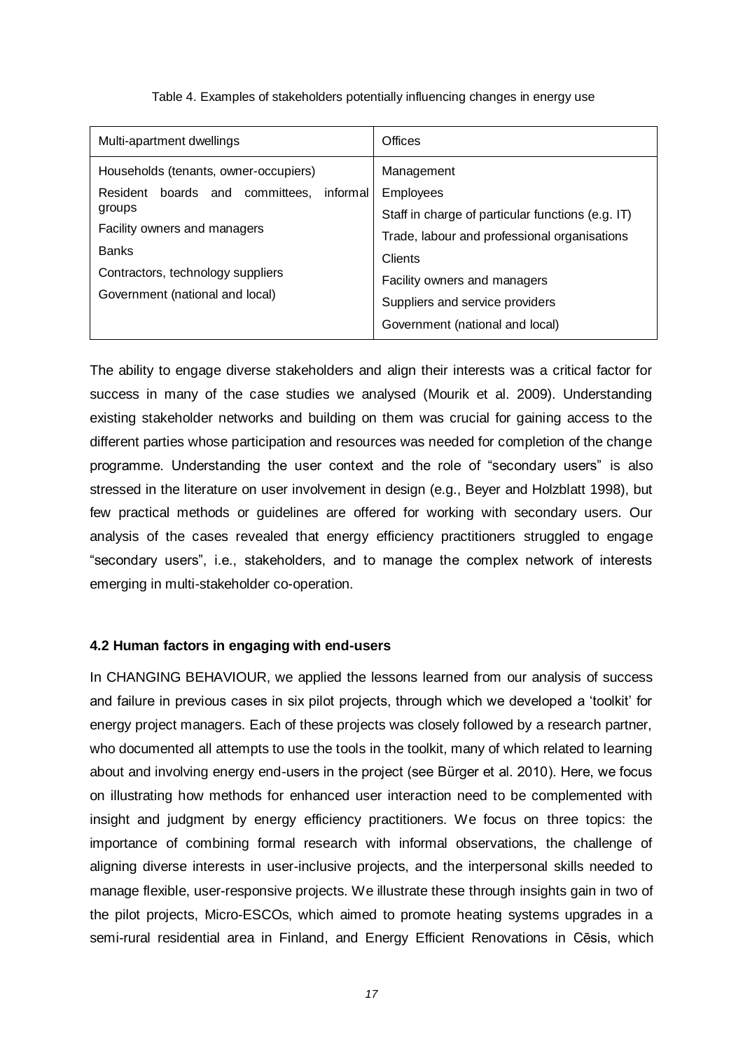Table 4. Examples of stakeholders potentially influencing changes in energy use

| Multi-apartment dwellings | Offices |
|---|---|
| Households (tenants, owner-occupiers)<br>Resident boards and committees, informal groups<br>Facility owners and managers<br>Banks<br>Contractors, technology suppliers<br>Government (national and local) | Management<br>Employees<br>Staff in charge of particular functions (e.g. IT)<br>Trade, labour and professional organisations<br>Clients<br>Facility owners and managers<br>Suppliers and service providers<br>Government (national and local) |

The ability to engage diverse stakeholders and align their interests was a critical factor for success in many of the case studies we analysed (Mourik et al. 2009). Understanding existing stakeholder networks and building on them was crucial for gaining access to the different parties whose participation and resources was needed for completion of the change programme. Understanding the user context and the role of "secondary users" is also stressed in the literature on user involvement in design (e.g., Beyer and Holzblatt 1998), but few practical methods or guidelines are offered for working with secondary users. Our analysis of the cases revealed that energy efficiency practitioners struggled to engage "secondary users", i.e., stakeholders, and to manage the complex network of interests emerging in multi-stakeholder co-operation.

### 4.2 Human factors in engaging with end-users

In CHANGING BEHAVIOUR, we applied the lessons learned from our analysis of success and failure in previous cases in six pilot projects, through which we developed a 'toolkit' for energy project managers. Each of these projects was closely followed by a research partner, who documented all attempts to use the tools in the toolkit, many of which related to learning about and involving energy end-users in the project (see Bürger et al. 2010). Here, we focus on illustrating how methods for enhanced user interaction need to be complemented with insight and judgment by energy efficiency practitioners. We focus on three topics: the importance of combining formal research with informal observations, the challenge of aligning diverse interests in user-inclusive projects, and the interpersonal skills needed to manage flexible, user-responsive projects. We illustrate these through insights gain in two of the pilot projects, Micro-ESCOs, which aimed to promote heating systems upgrades in a semi-rural residential area in Finland, and Energy Efficient Renovations in Cēsis, which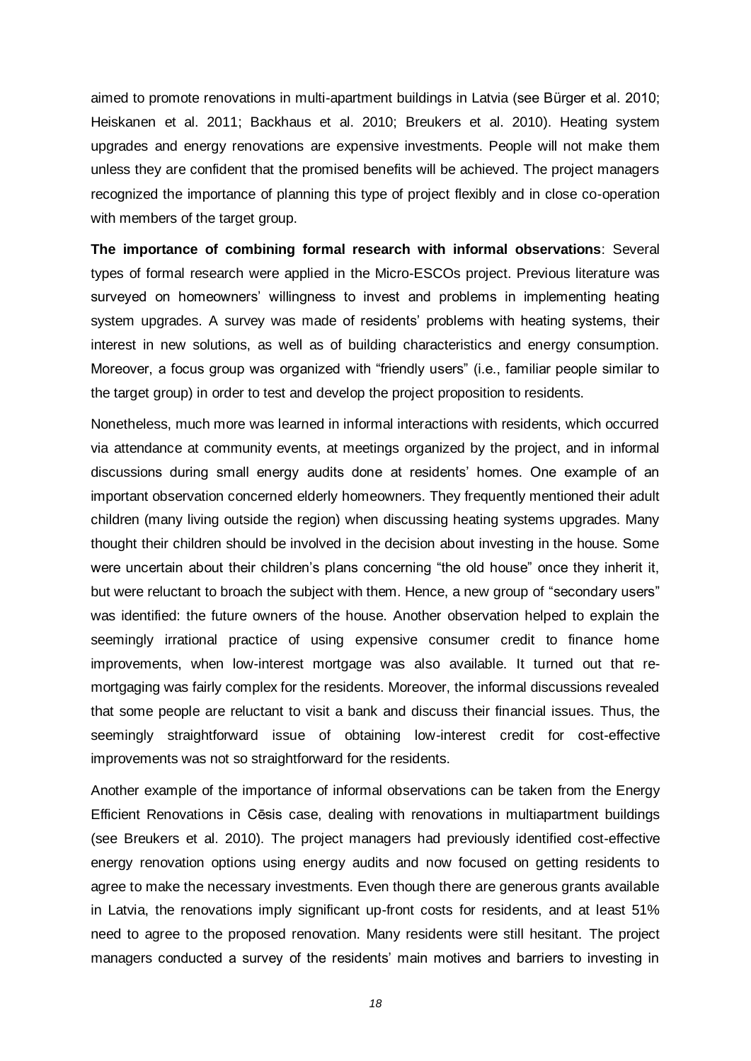aimed to promote renovations in multi-apartment buildings in Latvia (see Bürger et al. 2010; Heiskanen et al. 2011; Backhaus et al. 2010; Breukers et al. 2010). Heating system upgrades and energy renovations are expensive investments. People will not make them unless they are confident that the promised benefits will be achieved. The project managers recognized the importance of planning this type of project flexibly and in close co-operation with members of the target group.

**The importance of combining formal research with informal observations**: Several types of formal research were applied in the Micro-ESCOs project. Previous literature was surveyed on homeowners' willingness to invest and problems in implementing heating system upgrades. A survey was made of residents' problems with heating systems, their interest in new solutions, as well as of building characteristics and energy consumption. Moreover, a focus group was organized with "friendly users" (i.e., familiar people similar to the target group) in order to test and develop the project proposition to residents.

Nonetheless, much more was learned in informal interactions with residents, which occurred via attendance at community events, at meetings organized by the project, and in informal discussions during small energy audits done at residents' homes. One example of an important observation concerned elderly homeowners. They frequently mentioned their adult children (many living outside the region) when discussing heating systems upgrades. Many thought their children should be involved in the decision about investing in the house. Some were uncertain about their children's plans concerning "the old house" once they inherit it, but were reluctant to broach the subject with them. Hence, a new group of "secondary users" was identified: the future owners of the house. Another observation helped to explain the seemingly irrational practice of using expensive consumer credit to finance home improvements, when low-interest mortgage was also available. It turned out that re-mortgaging was fairly complex for the residents. Moreover, the informal discussions revealed that some people are reluctant to visit a bank and discuss their financial issues. Thus, the seemingly straightforward issue of obtaining low-interest credit for cost-effective improvements was not so straightforward for the residents.

Another example of the importance of informal observations can be taken from the Energy Efficient Renovations in Cēsis case, dealing with renovations in multiapartment buildings (see Breukers et al. 2010). The project managers had previously identified cost-effective energy renovation options using energy audits and now focused on getting residents to agree to make the necessary investments. Even though there are generous grants available in Latvia, the renovations imply significant up-front costs for residents, and at least 51% need to agree to the proposed renovation. Many residents were still hesitant. The project managers conducted a survey of the residents' main motives and barriers to investing in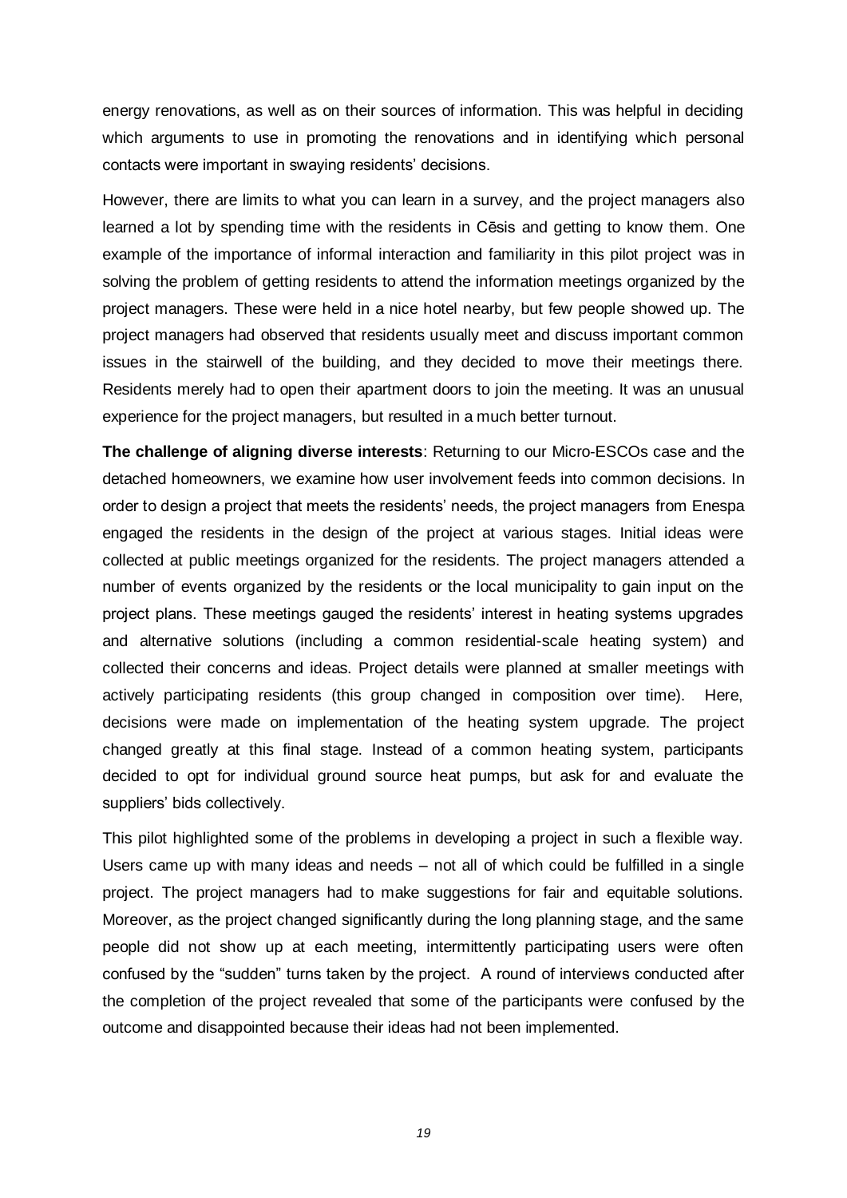energy renovations, as well as on their sources of information. This was helpful in deciding which arguments to use in promoting the renovations and in identifying which personal contacts were important in swaying residents' decisions.

However, there are limits to what you can learn in a survey, and the project managers also learned a lot by spending time with the residents in Cēsis and getting to know them. One example of the importance of informal interaction and familiarity in this pilot project was in solving the problem of getting residents to attend the information meetings organized by the project managers. These were held in a nice hotel nearby, but few people showed up. The project managers had observed that residents usually meet and discuss important common issues in the stairwell of the building, and they decided to move their meetings there. Residents merely had to open their apartment doors to join the meeting. It was an unusual experience for the project managers, but resulted in a much better turnout.

**The challenge of aligning diverse interests**: Returning to our Micro-ESCOs case and the detached homeowners, we examine how user involvement feeds into common decisions. In order to design a project that meets the residents' needs, the project managers from Enespa engaged the residents in the design of the project at various stages. Initial ideas were collected at public meetings organized for the residents. The project managers attended a number of events organized by the residents or the local municipality to gain input on the project plans. These meetings gauged the residents' interest in heating systems upgrades and alternative solutions (including a common residential-scale heating system) and collected their concerns and ideas. Project details were planned at smaller meetings with actively participating residents (this group changed in composition over time). Here, decisions were made on implementation of the heating system upgrade. The project changed greatly at this final stage. Instead of a common heating system, participants decided to opt for individual ground source heat pumps, but ask for and evaluate the suppliers' bids collectively.

This pilot highlighted some of the problems in developing a project in such a flexible way. Users came up with many ideas and needs – not all of which could be fulfilled in a single project. The project managers had to make suggestions for fair and equitable solutions. Moreover, as the project changed significantly during the long planning stage, and the same people did not show up at each meeting, intermittently participating users were often confused by the "sudden" turns taken by the project. A round of interviews conducted after the completion of the project revealed that some of the participants were confused by the outcome and disappointed because their ideas had not been implemented.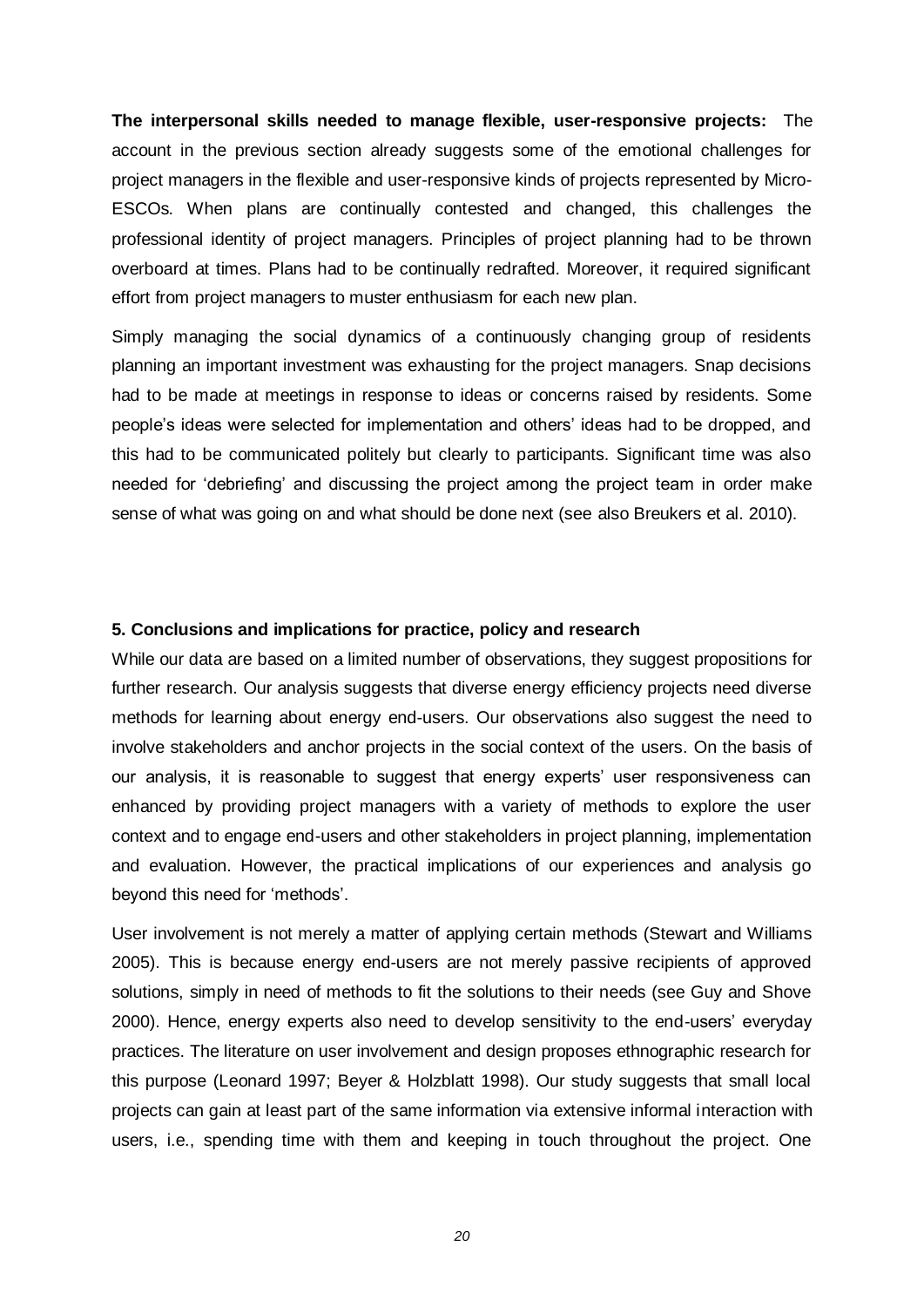**The interpersonal skills needed to manage flexible, user-responsive projects:** The account in the previous section already suggests some of the emotional challenges for project managers in the flexible and user-responsive kinds of projects represented by Micro-ESCOs. When plans are continually contested and changed, this challenges the professional identity of project managers. Principles of project planning had to be thrown overboard at times. Plans had to be continually redrafted. Moreover, it required significant effort from project managers to muster enthusiasm for each new plan.

Simply managing the social dynamics of a continuously changing group of residents planning an important investment was exhausting for the project managers. Snap decisions had to be made at meetings in response to ideas or concerns raised by residents. Some people's ideas were selected for implementation and others' ideas had to be dropped, and this had to be communicated politely but clearly to participants. Significant time was also needed for 'debriefing' and discussing the project among the project team in order make sense of what was going on and what should be done next (see also Breukers et al. 2010).

## 5. Conclusions and implications for practice, policy and research

While our data are based on a limited number of observations, they suggest propositions for further research. Our analysis suggests that diverse energy efficiency projects need diverse methods for learning about energy end-users. Our observations also suggest the need to involve stakeholders and anchor projects in the social context of the users. On the basis of our analysis, it is reasonable to suggest that energy experts' user responsiveness can enhanced by providing project managers with a variety of methods to explore the user context and to engage end-users and other stakeholders in project planning, implementation and evaluation. However, the practical implications of our experiences and analysis go beyond this need for 'methods'.

User involvement is not merely a matter of applying certain methods (Stewart and Williams 2005). This is because energy end-users are not merely passive recipients of approved solutions, simply in need of methods to fit the solutions to their needs (see Guy and Shove 2000). Hence, energy experts also need to develop sensitivity to the end-users' everyday practices. The literature on user involvement and design proposes ethnographic research for this purpose (Leonard 1997; Beyer & Holzblatt 1998). Our study suggests that small local projects can gain at least part of the same information via extensive informal interaction with users, i.e., spending time with them and keeping in touch throughout the project. One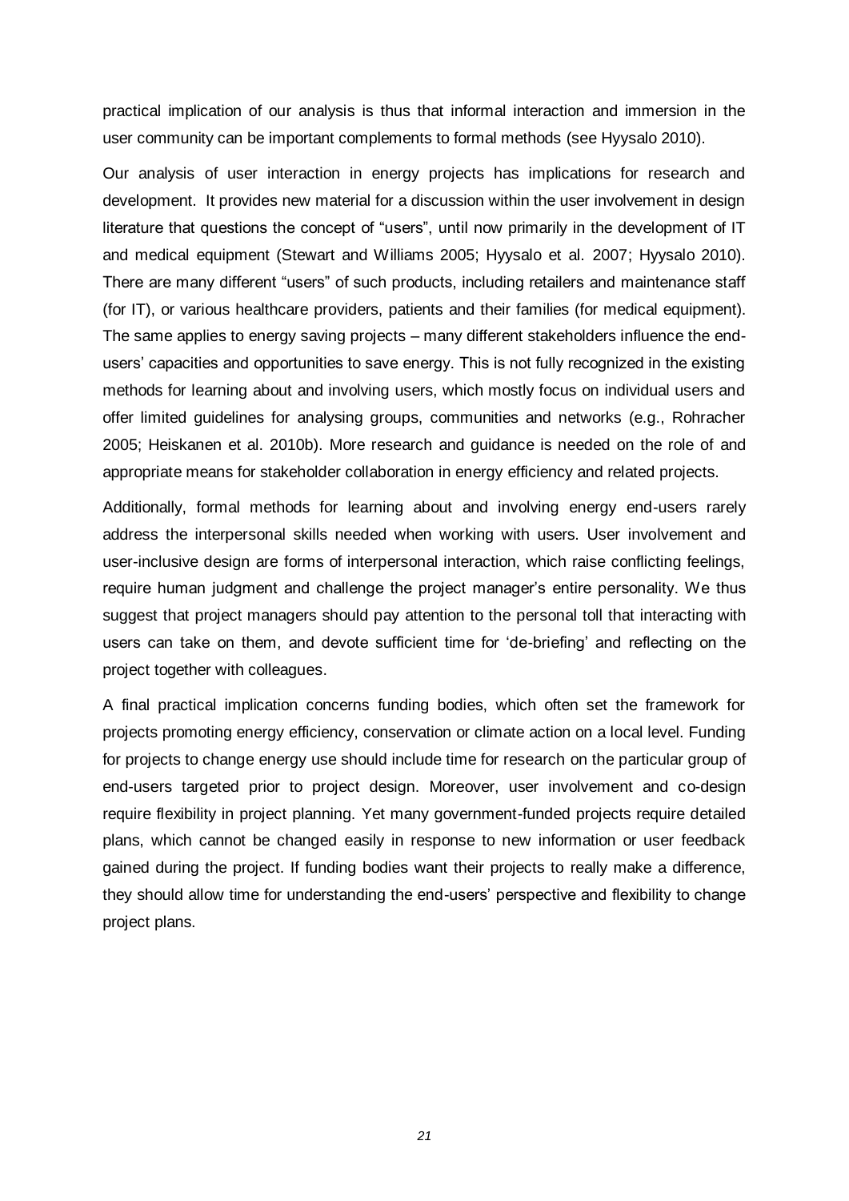practical implication of our analysis is thus that informal interaction and immersion in the user community can be important complements to formal methods (see Hyysalo 2010).

Our analysis of user interaction in energy projects has implications for research and development. It provides new material for a discussion within the user involvement in design literature that questions the concept of "users", until now primarily in the development of IT and medical equipment (Stewart and Williams 2005; Hyysalo et al. 2007; Hyysalo 2010). There are many different "users" of such products, including retailers and maintenance staff (for IT), or various healthcare providers, patients and their families (for medical equipment). The same applies to energy saving projects – many different stakeholders influence the end-users' capacities and opportunities to save energy. This is not fully recognized in the existing methods for learning about and involving users, which mostly focus on individual users and offer limited guidelines for analysing groups, communities and networks (e.g., Rohracher 2005; Heiskanen et al. 2010b). More research and guidance is needed on the role of and appropriate means for stakeholder collaboration in energy efficiency and related projects.

Additionally, formal methods for learning about and involving energy end-users rarely address the interpersonal skills needed when working with users. User involvement and user-inclusive design are forms of interpersonal interaction, which raise conflicting feelings, require human judgment and challenge the project manager's entire personality. We thus suggest that project managers should pay attention to the personal toll that interacting with users can take on them, and devote sufficient time for 'de-briefing' and reflecting on the project together with colleagues.

A final practical implication concerns funding bodies, which often set the framework for projects promoting energy efficiency, conservation or climate action on a local level. Funding for projects to change energy use should include time for research on the particular group of end-users targeted prior to project design. Moreover, user involvement and co-design require flexibility in project planning. Yet many government-funded projects require detailed plans, which cannot be changed easily in response to new information or user feedback gained during the project. If funding bodies want their projects to really make a difference, they should allow time for understanding the end-users' perspective and flexibility to change project plans.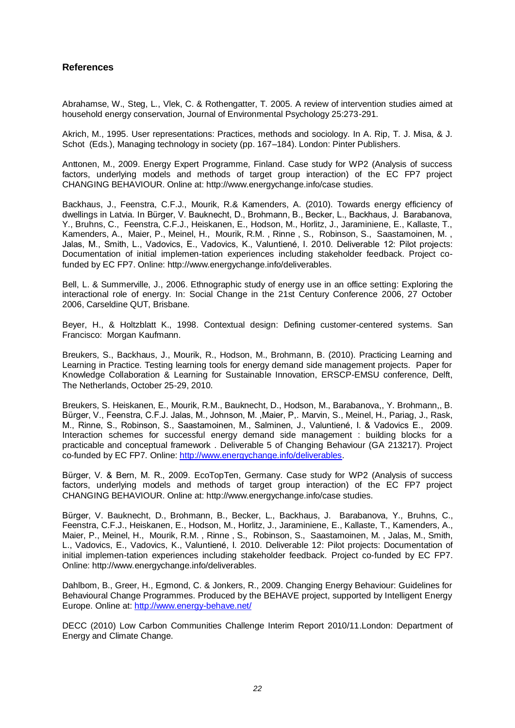## References

Abrahamse, W., Steg, L., Vlek, C. & Rothengatter, T. 2005. A review of intervention studies aimed at household energy conservation, Journal of Environmental Psychology 25:273-291.

Akrich, M., 1995. User representations: Practices, methods and sociology. In A. Rip, T. J. Misa, & J. Schot (Eds.), Managing technology in society (pp. 167–184). London: Pinter Publishers.

Anttonen, M., 2009. Energy Expert Programme, Finland. Case study for WP2 (Analysis of success factors, underlying models and methods of target group interaction) of the EC FP7 project CHANGING BEHAVIOUR. Online at: http://www.energychange.info/case studies.

Backhaus, J., Feenstra, C.F.J., Mourik, R.& Kamenders, A. (2010). Towards energy efficiency of dwellings in Latvia. In Bürger, V. Bauknecht, D., Brohmann, B., Becker, L., Backhaus, J. Barabanova, Y., Bruhns, C., Feenstra, C.F.J., Heiskanen, E., Hodson, M., Horlitz, J., Jaraminiene, E., Kallaste, T., Kamenders, A., Maier, P., Meinel, H., Mourik, R.M. , Rinne , S., Robinson, S., Saastamoinen, M. , Jalas, M., Smith, L., Vadovics, E., Vadovics, K., Valuntiené, I. 2010. Deliverable 12: Pilot projects: Documentation of initial implemen-tation experiences including stakeholder feedback. Project co-funded by EC FP7. Online: http://www.energychange.info/deliverables.

Bell, L. & Summerville, J., 2006. Ethnographic study of energy use in an office setting: Exploring the interactional role of energy. In: Social Change in the 21st Century Conference 2006, 27 October 2006, Carseldine QUT, Brisbane.

Beyer, H., & Holtzblatt K., 1998. Contextual design: Defining customer-centered systems. San Francisco: Morgan Kaufmann.

Breukers, S., Backhaus, J., Mourik, R., Hodson, M., Brohmann, B. (2010). Practicing Learning and Learning in Practice. Testing learning tools for energy demand side management projects. Paper for Knowledge Collaboration & Learning for Sustainable Innovation, ERSCP-EMSU conference, Delft, The Netherlands, October 25-29, 2010.

Breukers, S. Heiskanen, E., Mourik, R.M., Bauknecht, D., Hodson, M., Barabanova,, Y. Brohmann,, B. Bürger, V., Feenstra, C.F.J. Jalas, M., Johnson, M. ,Maier, P,. Marvin, S., Meinel, H., Pariag, J., Rask, M., Rinne, S., Robinson, S., Saastamoinen, M., Salminen, J., Valuntiené, I. & Vadovics E., 2009. Interaction schemes for successful energy demand side management : building blocks for a practicable and conceptual framework . Deliverable 5 of Changing Behaviour (GA 213217). Project co-funded by EC FP7. Online: http://www.energychange.info/deliverables.

Bürger, V. & Bern, M. R., 2009. EcoTopTen, Germany. Case study for WP2 (Analysis of success factors, underlying models and methods of target group interaction) of the EC FP7 project CHANGING BEHAVIOUR. Online at: http://www.energychange.info/case studies.

Bürger, V. Bauknecht, D., Brohmann, B., Becker, L., Backhaus, J. Barabanova, Y., Bruhns, C., Feenstra, C.F.J., Heiskanen, E., Hodson, M., Horlitz, J., Jaraminiene, E., Kallaste, T., Kamenders, A., Maier, P., Meinel, H., Mourik, R.M. , Rinne , S., Robinson, S., Saastamoinen, M. , Jalas, M., Smith, L., Vadovics, E., Vadovics, K., Valuntiené, I. 2010. Deliverable 12: Pilot projects: Documentation of initial implemen-tation experiences including stakeholder feedback. Project co-funded by EC FP7. Online: http://www.energychange.info/deliverables.

Dahlbom, B., Greer, H., Egmond, C. & Jonkers, R., 2009. Changing Energy Behaviour: Guidelines for Behavioural Change Programmes. Produced by the BEHAVE project, supported by Intelligent Energy Europe. Online at: http://www.energy-behave.net/

DECC (2010) Low Carbon Communities Challenge Interim Report 2010/11.London: Department of Energy and Climate Change.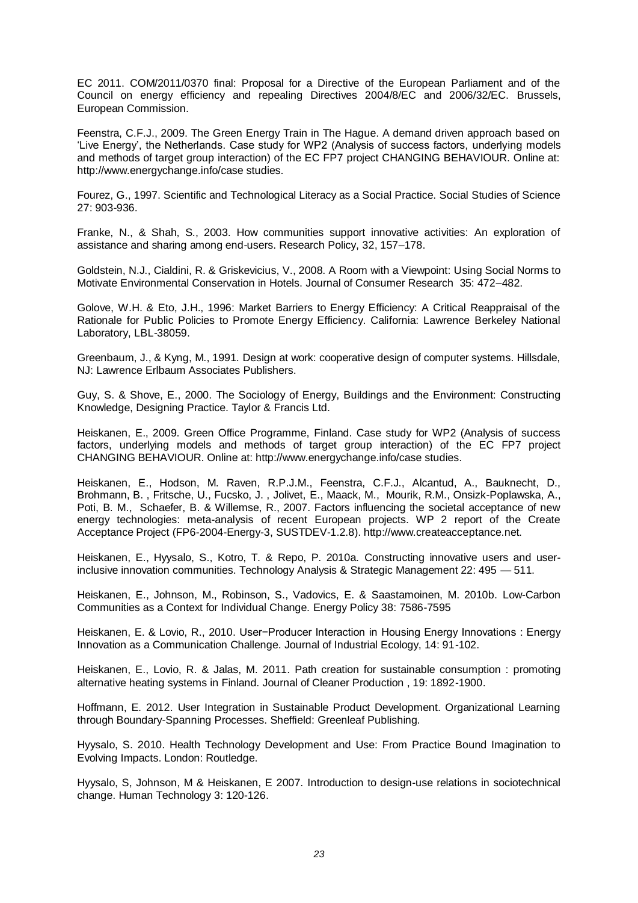EC 2011. COM/2011/0370 final: Proposal for a Directive of the European Parliament and of the Council on energy efficiency and repealing Directives 2004/8/EC and 2006/32/EC. Brussels, European Commission.

Feenstra, C.F.J., 2009. The Green Energy Train in The Hague. A demand driven approach based on 'Live Energy', the Netherlands. Case study for WP2 (Analysis of success factors, underlying models and methods of target group interaction) of the EC FP7 project CHANGING BEHAVIOUR. Online at: http://www.energychange.info/case studies.

Fourez, G., 1997. Scientific and Technological Literacy as a Social Practice. Social Studies of Science 27: 903-936.

Franke, N., & Shah, S., 2003. How communities support innovative activities: An exploration of assistance and sharing among end-users. Research Policy, 32, 157–178.

Goldstein, N.J., Cialdini, R. & Griskevicius, V., 2008. A Room with a Viewpoint: Using Social Norms to Motivate Environmental Conservation in Hotels. Journal of Consumer Research 35: 472–482.

Golove, W.H. & Eto, J.H., 1996: Market Barriers to Energy Efficiency: A Critical Reappraisal of the Rationale for Public Policies to Promote Energy Efficiency. California: Lawrence Berkeley National Laboratory, LBL-38059.

Greenbaum, J., & Kyng, M., 1991. Design at work: cooperative design of computer systems. Hillsdale, NJ: Lawrence Erlbaum Associates Publishers.

Guy, S. & Shove, E., 2000. The Sociology of Energy, Buildings and the Environment: Constructing Knowledge, Designing Practice. Taylor & Francis Ltd.

Heiskanen, E., 2009. Green Office Programme, Finland. Case study for WP2 (Analysis of success factors, underlying models and methods of target group interaction) of the EC FP7 project CHANGING BEHAVIOUR. Online at: http://www.energychange.info/case studies.

Heiskanen, E., Hodson, M. Raven, R.P.J.M., Feenstra, C.F.J., Alcantud, A., Bauknecht, D., Brohmann, B. , Fritsche, U., Fucsko, J. , Jolivet, E., Maack, M., Mourik, R.M., Onsizk-Poplawska, A., Poti, B. M., Schaefer, B. & Willemse, R., 2007. Factors influencing the societal acceptance of new energy technologies: meta-analysis of recent European projects. WP 2 report of the Create Acceptance Project (FP6-2004-Energy-3, SUSTDEV-1.2.8). http://www.createacceptance.net.

Heiskanen, E., Hyysalo, S., Kotro, T. & Repo, P. 2010a. Constructing innovative users and user-inclusive innovation communities. Technology Analysis & Strategic Management 22: 495 — 511.

Heiskanen, E., Johnson, M., Robinson, S., Vadovics, E. & Saastamoinen, M. 2010b. Low-Carbon Communities as a Context for Individual Change. Energy Policy 38: 7586-7595

Heiskanen, E. & Lovio, R., 2010. User−Producer Interaction in Housing Energy Innovations : Energy Innovation as a Communication Challenge. Journal of Industrial Ecology, 14: 91-102.

Heiskanen, E., Lovio, R. & Jalas, M. 2011. Path creation for sustainable consumption : promoting alternative heating systems in Finland. Journal of Cleaner Production , 19: 1892-1900.

Hoffmann, E. 2012. User Integration in Sustainable Product Development. Organizational Learning through Boundary-Spanning Processes. Sheffield: Greenleaf Publishing.

Hyysalo, S. 2010. Health Technology Development and Use: From Practice Bound Imagination to Evolving Impacts. London: Routledge.

Hyysalo, S, Johnson, M & Heiskanen, E 2007. Introduction to design-use relations in sociotechnical change. Human Technology 3: 120-126.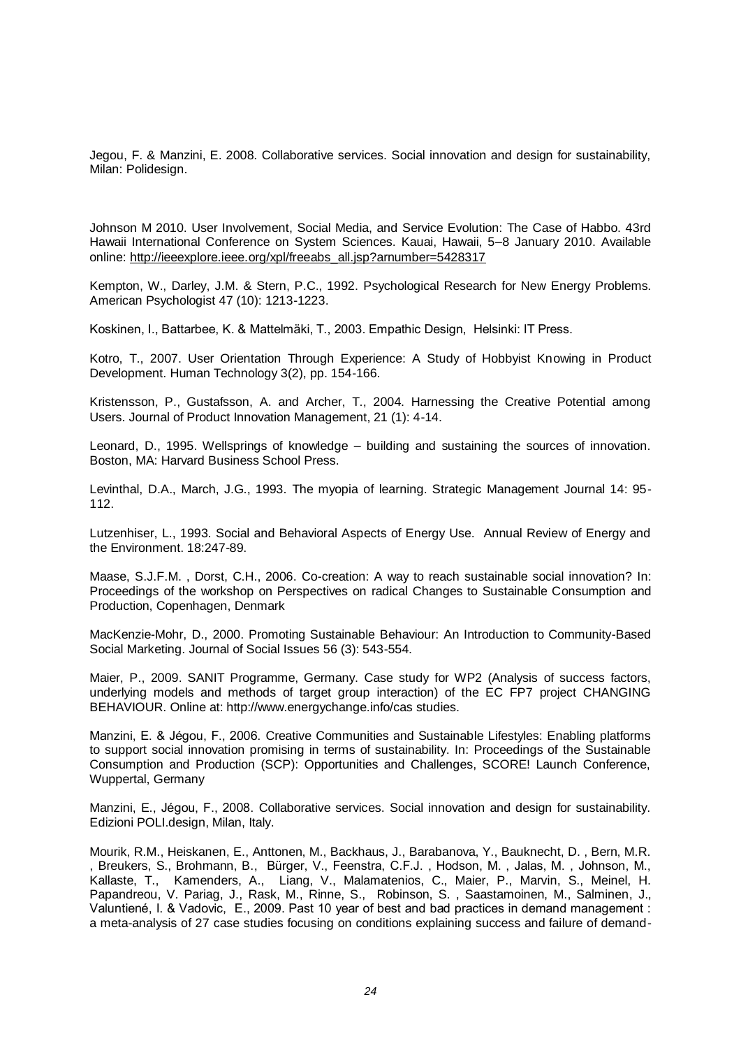Jegou, F. & Manzini, E. 2008. Collaborative services. Social innovation and design for sustainability, Milan: Polidesign.

Johnson M 2010. User Involvement, Social Media, and Service Evolution: The Case of Habbo. 43rd Hawaii International Conference on System Sciences. Kauai, Hawaii, 5–8 January 2010. Available online: http://ieeexplore.ieee.org/xpl/freeabs_all.jsp?arnumber=5428317

Kempton, W., Darley, J.M. & Stern, P.C., 1992. Psychological Research for New Energy Problems. American Psychologist 47 (10): 1213-1223.

Koskinen, I., Battarbee, K. & Mattelmäki, T., 2003. Empathic Design, Helsinki: IT Press.

Kotro, T., 2007. User Orientation Through Experience: A Study of Hobbyist Knowing in Product Development. Human Technology 3(2), pp. 154-166.

Kristensson, P., Gustafsson, A. and Archer, T., 2004. Harnessing the Creative Potential among Users. Journal of Product Innovation Management, 21 (1): 4-14.

Leonard, D., 1995. Wellsprings of knowledge – building and sustaining the sources of innovation. Boston, MA: Harvard Business School Press.

Levinthal, D.A., March, J.G., 1993. The myopia of learning. Strategic Management Journal 14: 95-112.

Lutzenhiser, L., 1993. Social and Behavioral Aspects of Energy Use. Annual Review of Energy and the Environment. 18:247-89.

Maase, S.J.F.M. , Dorst, C.H., 2006. Co-creation: A way to reach sustainable social innovation? In: Proceedings of the workshop on Perspectives on radical Changes to Sustainable Consumption and Production, Copenhagen, Denmark

MacKenzie-Mohr, D., 2000. Promoting Sustainable Behaviour: An Introduction to Community-Based Social Marketing. Journal of Social Issues 56 (3): 543-554.

Maier, P., 2009. SANIT Programme, Germany. Case study for WP2 (Analysis of success factors, underlying models and methods of target group interaction) of the EC FP7 project CHANGING BEHAVIOUR. Online at: http://www.energychange.info/cas studies.

Manzini, E. & Jégou, F., 2006. Creative Communities and Sustainable Lifestyles: Enabling platforms to support social innovation promising in terms of sustainability. In: Proceedings of the Sustainable Consumption and Production (SCP): Opportunities and Challenges, SCORE! Launch Conference, Wuppertal, Germany

Manzini, E., Jégou, F., 2008. Collaborative services. Social innovation and design for sustainability. Edizioni POLI.design, Milan, Italy.

Mourik, R.M., Heiskanen, E., Anttonen, M., Backhaus, J., Barabanova, Y., Bauknecht, D. , Bern, M.R. , Breukers, S., Brohmann, B., Bürger, V., Feenstra, C.F.J. , Hodson, M. , Jalas, M. , Johnson, M., Kallaste, T., Kamenders, A., Liang, V., Malamatenios, C., Maier, P., Marvin, S., Meinel, H. Papandreou, V. Pariag, J., Rask, M., Rinne, S., Robinson, S. , Saastamoinen, M., Salminen, J., Valuntiené, I. & Vadovic, E., 2009. Past 10 year of best and bad practices in demand management : a meta-analysis of 27 case studies focusing on conditions explaining success and failure of demand-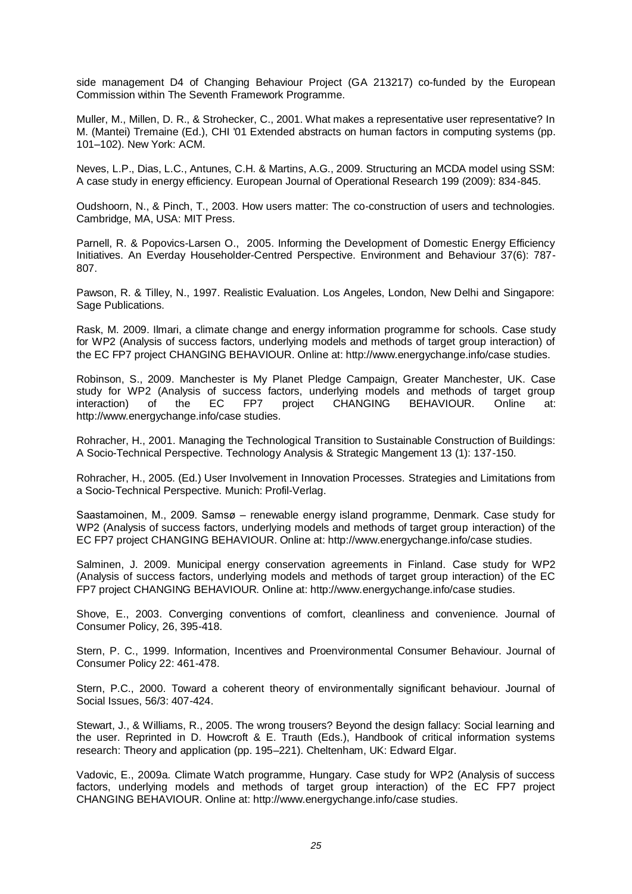side management D4 of Changing Behaviour Project (GA 213217) co-funded by the European Commission within The Seventh Framework Programme.

Muller, M., Millen, D. R., & Strohecker, C., 2001. What makes a representative user representative? In M. (Mantei) Tremaine (Ed.), CHI '01 Extended abstracts on human factors in computing systems (pp. 101–102). New York: ACM.

Neves, L.P., Dias, L.C., Antunes, C.H. & Martins, A.G., 2009. Structuring an MCDA model using SSM: A case study in energy efficiency. European Journal of Operational Research 199 (2009): 834-845.

Oudshoorn, N., & Pinch, T., 2003. How users matter: The co-construction of users and technologies. Cambridge, MA, USA: MIT Press.

Parnell, R. & Popovics-Larsen O., 2005. Informing the Development of Domestic Energy Efficiency Initiatives. An Everday Householder-Centred Perspective. Environment and Behaviour 37(6): 787-807.

Pawson, R. & Tilley, N., 1997. Realistic Evaluation. Los Angeles, London, New Delhi and Singapore: Sage Publications.

Rask, M. 2009. Ilmari, a climate change and energy information programme for schools. Case study for WP2 (Analysis of success factors, underlying models and methods of target group interaction) of the EC FP7 project CHANGING BEHAVIOUR. Online at: http://www.energychange.info/case studies.

Robinson, S., 2009. Manchester is My Planet Pledge Campaign, Greater Manchester, UK. Case study for WP2 (Analysis of success factors, underlying models and methods of target group interaction) of the EC FP7 project CHANGING BEHAVIOUR. Online at: http://www.energychange.info/case studies.

Rohracher, H., 2001. Managing the Technological Transition to Sustainable Construction of Buildings: A Socio-Technical Perspective. Technology Analysis & Strategic Mangement 13 (1): 137-150.

Rohracher, H., 2005. (Ed.) User Involvement in Innovation Processes. Strategies and Limitations from a Socio-Technical Perspective. Munich: Profil-Verlag.

Saastamoinen, M., 2009. Samsø – renewable energy island programme, Denmark. Case study for WP2 (Analysis of success factors, underlying models and methods of target group interaction) of the EC FP7 project CHANGING BEHAVIOUR. Online at: http://www.energychange.info/case studies.

Salminen, J. 2009. Municipal energy conservation agreements in Finland. Case study for WP2 (Analysis of success factors, underlying models and methods of target group interaction) of the EC FP7 project CHANGING BEHAVIOUR. Online at: http://www.energychange.info/case studies.

Shove, E., 2003. Converging conventions of comfort, cleanliness and convenience. Journal of Consumer Policy, 26, 395-418.

Stern, P. C., 1999. Information, Incentives and Proenvironmental Consumer Behaviour. Journal of Consumer Policy 22: 461-478.

Stern, P.C., 2000. Toward a coherent theory of environmentally significant behaviour. Journal of Social Issues, 56/3: 407-424.

Stewart, J., & Williams, R., 2005. The wrong trousers? Beyond the design fallacy: Social learning and the user. Reprinted in D. Howcroft & E. Trauth (Eds.), Handbook of critical information systems research: Theory and application (pp. 195–221). Cheltenham, UK: Edward Elgar.

Vadovic, E., 2009a. Climate Watch programme, Hungary. Case study for WP2 (Analysis of success factors, underlying models and methods of target group interaction) of the EC FP7 project CHANGING BEHAVIOUR. Online at: http://www.energychange.info/case studies.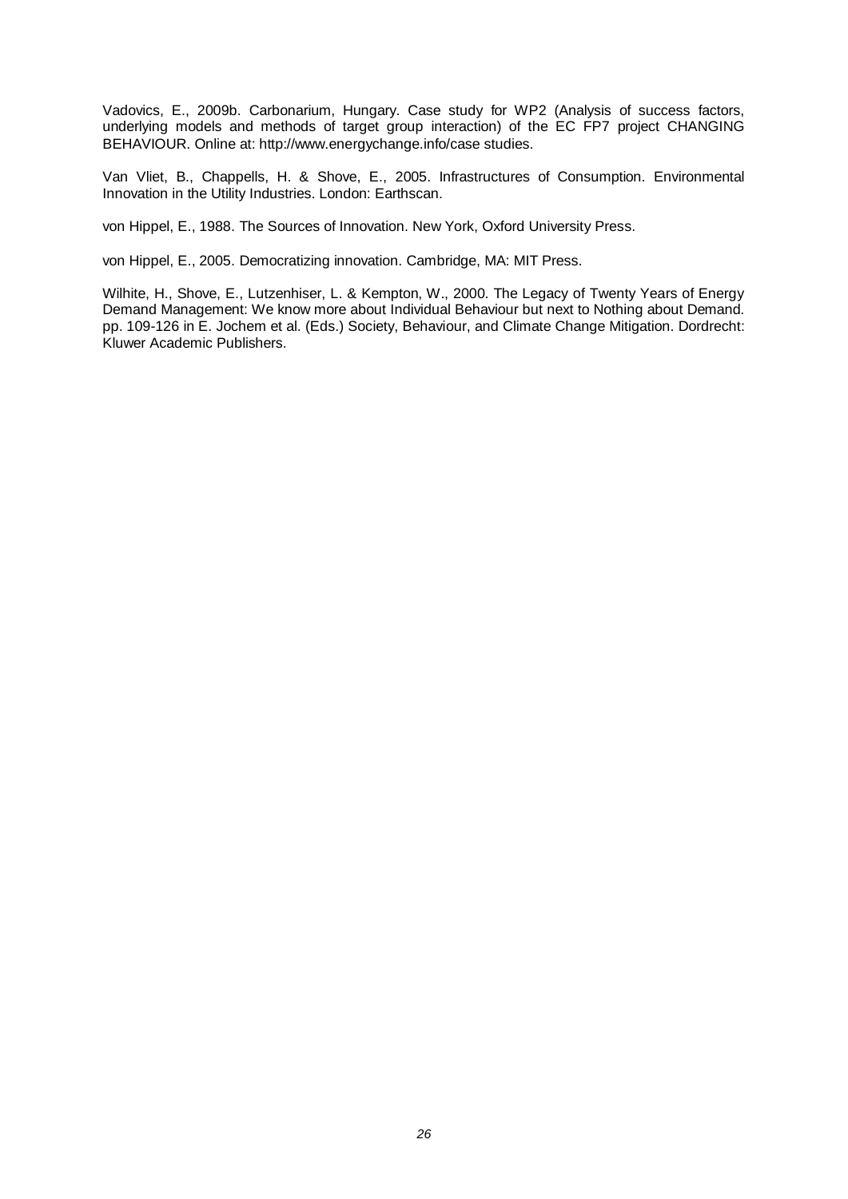Vadovics, E., 2009b. Carbonarium, Hungary. Case study for WP2 (Analysis of success factors, underlying models and methods of target group interaction) of the EC FP7 project CHANGING BEHAVIOUR. Online at: http://www.energychange.info/case studies.

Van Vliet, B., Chappells, H. & Shove, E., 2005. Infrastructures of Consumption. Environmental Innovation in the Utility Industries. London: Earthscan.

von Hippel, E., 1988. The Sources of Innovation. New York, Oxford University Press.

von Hippel, E., 2005. Democratizing innovation. Cambridge, MA: MIT Press.

Wilhite, H., Shove, E., Lutzenhiser, L. & Kempton, W., 2000. The Legacy of Twenty Years of Energy Demand Management: We know more about Individual Behaviour but next to Nothing about Demand. pp. 109-126 in E. Jochem et al. (Eds.) Society, Behaviour, and Climate Change Mitigation. Dordrecht: Kluwer Academic Publishers.